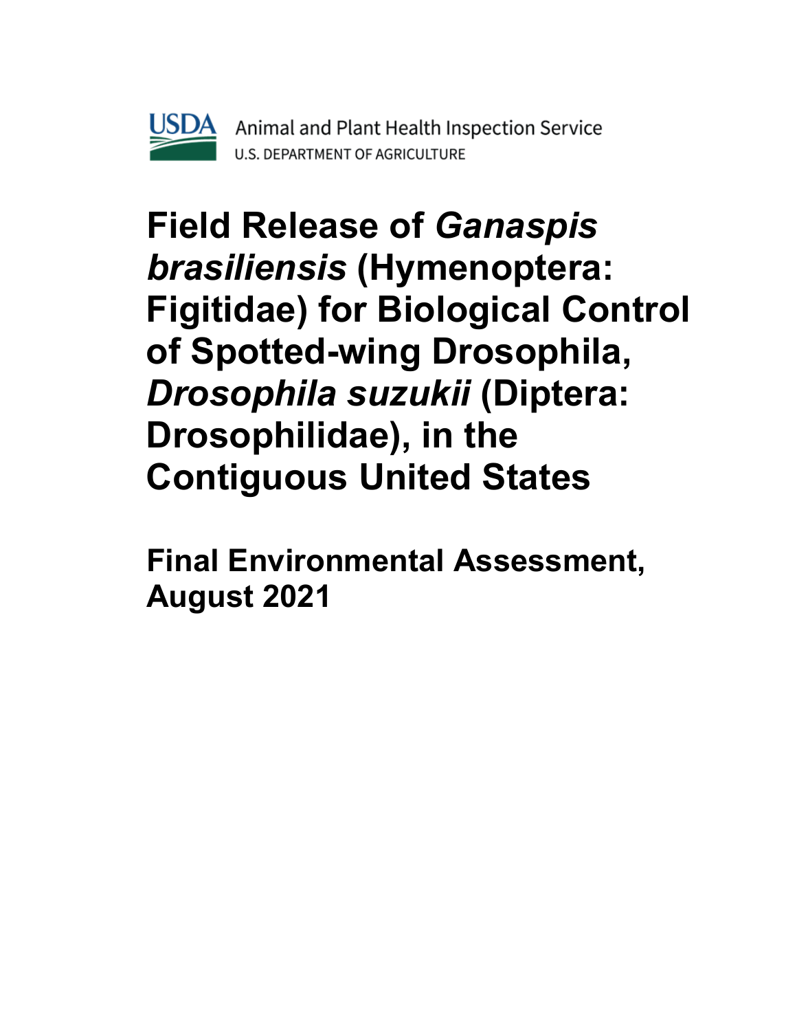USDA Animal and Plant Health Inspection Service
U.S. DEPARTMENT OF AGRICULTURE

# Field Release of *Ganaspis brasiliensis* (Hymenoptera: Figitidae) for Biological Control of Spotted-wing Drosophila, *Drosophila suzukii* (Diptera: Drosophilidae), in the Contiguous United States

## Final Environmental Assessment, August 2021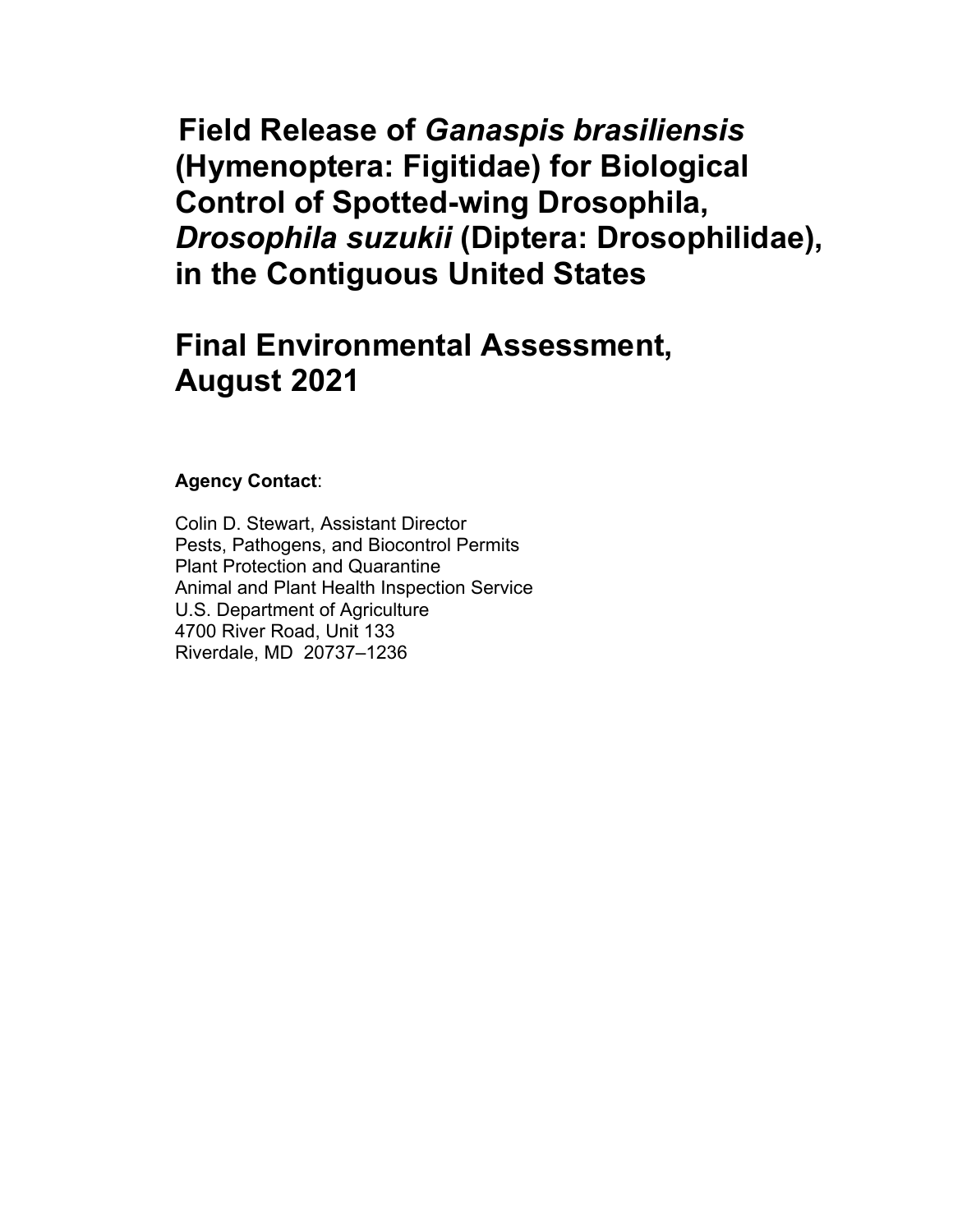# Field Release of *Ganaspis brasiliensis* (Hymenoptera: Figitidae) for Biological Control of Spotted-wing Drosophila, *Drosophila suzukii* (Diptera: Drosophilidae), in the Contiguous United States

# Final Environmental Assessment, August 2021

**Agency Contact**:

Colin D. Stewart, Assistant Director
Pests, Pathogens, and Biocontrol Permits
Plant Protection and Quarantine
Animal and Plant Health Inspection Service
U.S. Department of Agriculture
4700 River Road, Unit 133
Riverdale, MD 20737–1236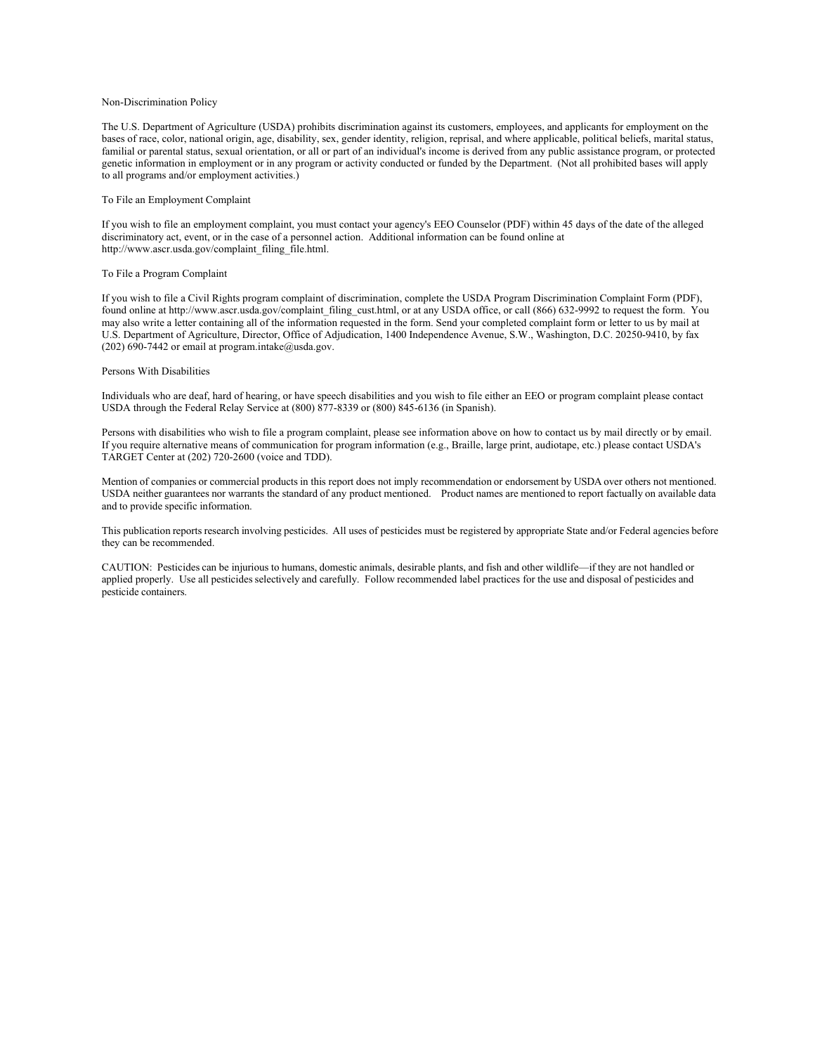## Non-Discrimination Policy

The U.S. Department of Agriculture (USDA) prohibits discrimination against its customers, employees, and applicants for employment on the bases of race, color, national origin, age, disability, sex, gender identity, religion, reprisal, and where applicable, political beliefs, marital status, familial or parental status, sexual orientation, or all or part of an individual's income is derived from any public assistance program, or protected genetic information in employment or in any program or activity conducted or funded by the Department. (Not all prohibited bases will apply to all programs and/or employment activities.)

## To File an Employment Complaint

If you wish to file an employment complaint, you must contact your agency's EEO Counselor (PDF) within 45 days of the date of the alleged discriminatory act, event, or in the case of a personnel action. Additional information can be found online at http://www.ascr.usda.gov/complaint_filing_file.html.

## To File a Program Complaint

If you wish to file a Civil Rights program complaint of discrimination, complete the USDA Program Discrimination Complaint Form (PDF), found online at http://www.ascr.usda.gov/complaint_filing_cust.html, or at any USDA office, or call (866) 632-9992 to request the form. You may also write a letter containing all of the information requested in the form. Send your completed complaint form or letter to us by mail at U.S. Department of Agriculture, Director, Office of Adjudication, 1400 Independence Avenue, S.W., Washington, D.C. 20250-9410, by fax (202) 690-7442 or email at program.intake@usda.gov.

## Persons With Disabilities

Individuals who are deaf, hard of hearing, or have speech disabilities and you wish to file either an EEO or program complaint please contact USDA through the Federal Relay Service at (800) 877-8339 or (800) 845-6136 (in Spanish).

Persons with disabilities who wish to file a program complaint, please see information above on how to contact us by mail directly or by email. If you require alternative means of communication for program information (e.g., Braille, large print, audiotape, etc.) please contact USDA's TARGET Center at (202) 720-2600 (voice and TDD).

Mention of companies or commercial products in this report does not imply recommendation or endorsement by USDA over others not mentioned. USDA neither guarantees nor warrants the standard of any product mentioned. Product names are mentioned to report factually on available data and to provide specific information.

This publication reports research involving pesticides. All uses of pesticides must be registered by appropriate State and/or Federal agencies before they can be recommended.

CAUTION: Pesticides can be injurious to humans, domestic animals, desirable plants, and fish and other wildlife—if they are not handled or applied properly. Use all pesticides selectively and carefully. Follow recommended label practices for the use and disposal of pesticides and pesticide containers.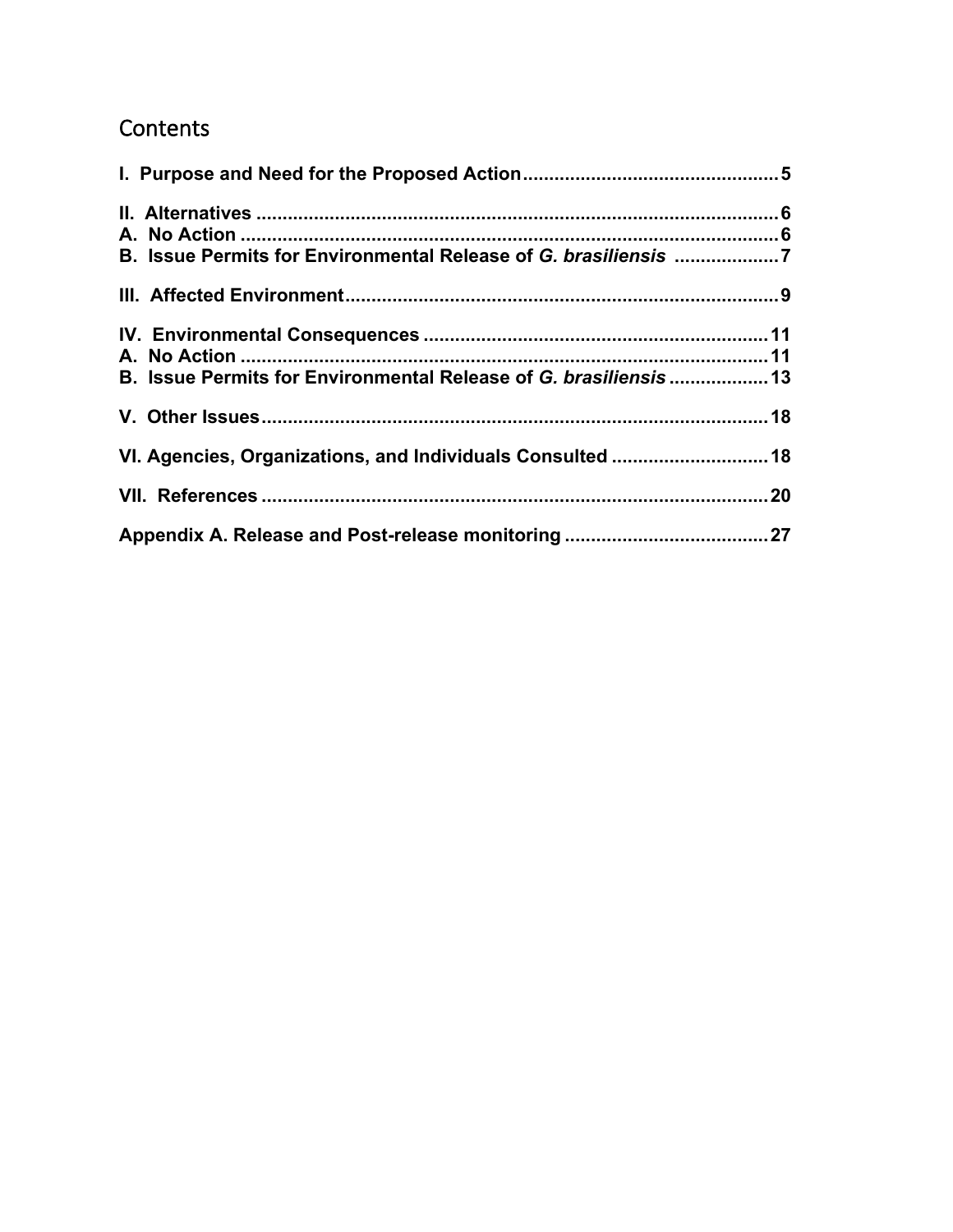## Contents

**I. Purpose and Need for the Proposed Action ................................................ 5**

**II. Alternatives .................................................................................................. 6**
**A. No Action ...................................................................................................... 6**
**B. Issue Permits for Environmental Release of *G. brasiliensis* .................... 7**

**III. Affected Environment .................................................................................. 9**

**IV. Environmental Consequences ................................................................. 11**
**A. No Action .................................................................................................... 11**
**B. Issue Permits for Environmental Release of *G. brasiliensis* .................. 13**

**V. Other Issues ................................................................................................. 18**

**VI. Agencies, Organizations, and Individuals Consulted ............................. 18**

**VII. References ................................................................................................ 20**

**Appendix A. Release and Post-release monitoring ....................................... 27**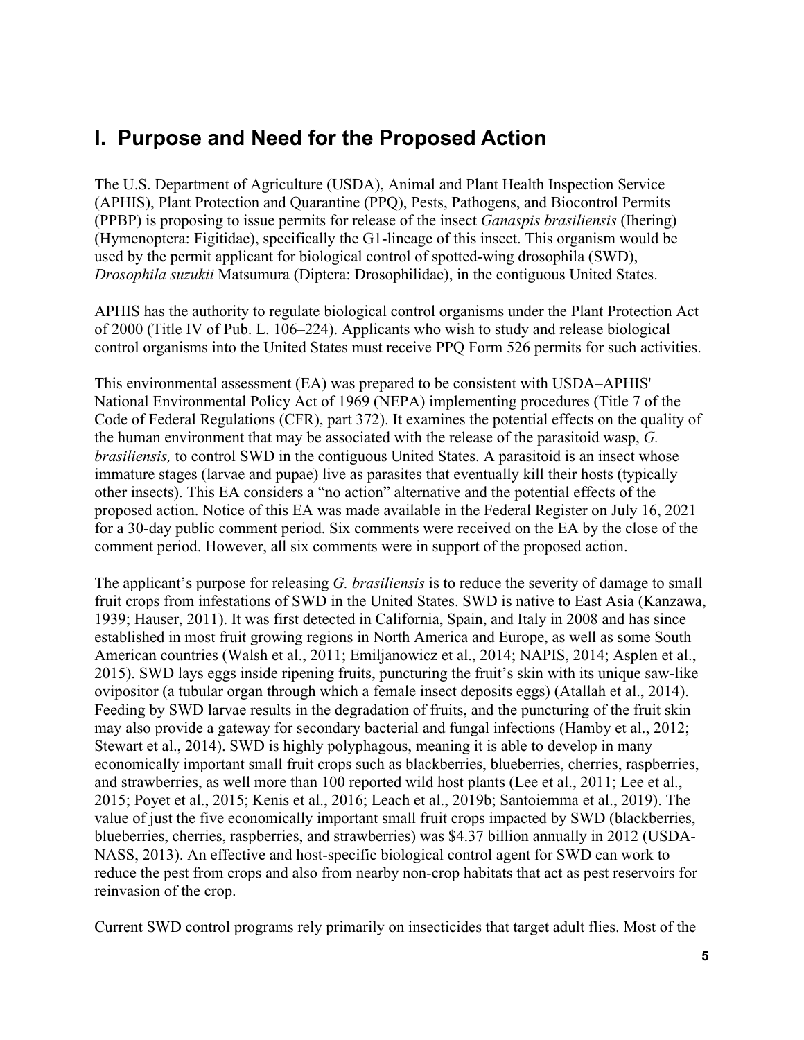# I. Purpose and Need for the Proposed Action

The U.S. Department of Agriculture (USDA), Animal and Plant Health Inspection Service (APHIS), Plant Protection and Quarantine (PPQ), Pests, Pathogens, and Biocontrol Permits (PPBP) is proposing to issue permits for release of the insect *Ganaspis brasiliensis* (Ihering) (Hymenoptera: Figitidae), specifically the G1-lineage of this insect. This organism would be used by the permit applicant for biological control of spotted-wing drosophila (SWD), *Drosophila suzukii* Matsumura (Diptera: Drosophilidae), in the contiguous United States.

APHIS has the authority to regulate biological control organisms under the Plant Protection Act of 2000 (Title IV of Pub. L. 106–224). Applicants who wish to study and release biological control organisms into the United States must receive PPQ Form 526 permits for such activities.

This environmental assessment (EA) was prepared to be consistent with USDA–APHIS' National Environmental Policy Act of 1969 (NEPA) implementing procedures (Title 7 of the Code of Federal Regulations (CFR), part 372). It examines the potential effects on the quality of the human environment that may be associated with the release of the parasitoid wasp, *G. brasiliensis,* to control SWD in the contiguous United States. A parasitoid is an insect whose immature stages (larvae and pupae) live as parasites that eventually kill their hosts (typically other insects). This EA considers a "no action" alternative and the potential effects of the proposed action. Notice of this EA was made available in the Federal Register on July 16, 2021 for a 30-day public comment period. Six comments were received on the EA by the close of the comment period. However, all six comments were in support of the proposed action.

The applicant's purpose for releasing *G. brasiliensis* is to reduce the severity of damage to small fruit crops from infestations of SWD in the United States. SWD is native to East Asia (Kanzawa, 1939; Hauser, 2011). It was first detected in California, Spain, and Italy in 2008 and has since established in most fruit growing regions in North America and Europe, as well as some South American countries (Walsh et al., 2011; Emiljanowicz et al., 2014; NAPIS, 2014; Asplen et al., 2015). SWD lays eggs inside ripening fruits, puncturing the fruit's skin with its unique saw-like ovipositor (a tubular organ through which a female insect deposits eggs) (Atallah et al., 2014). Feeding by SWD larvae results in the degradation of fruits, and the puncturing of the fruit skin may also provide a gateway for secondary bacterial and fungal infections (Hamby et al., 2012; Stewart et al., 2014). SWD is highly polyphagous, meaning it is able to develop in many economically important small fruit crops such as blackberries, blueberries, cherries, raspberries, and strawberries, as well more than 100 reported wild host plants (Lee et al., 2011; Lee et al., 2015; Poyet et al., 2015; Kenis et al., 2016; Leach et al., 2019b; Santoiemma et al., 2019). The value of just the five economically important small fruit crops impacted by SWD (blackberries, blueberries, cherries, raspberries, and strawberries) was $4.37 billion annually in 2012 (USDA-NASS, 2013). An effective and host-specific biological control agent for SWD can work to reduce the pest from crops and also from nearby non-crop habitats that act as pest reservoirs for reinvasion of the crop.

Current SWD control programs rely primarily on insecticides that target adult flies. Most of the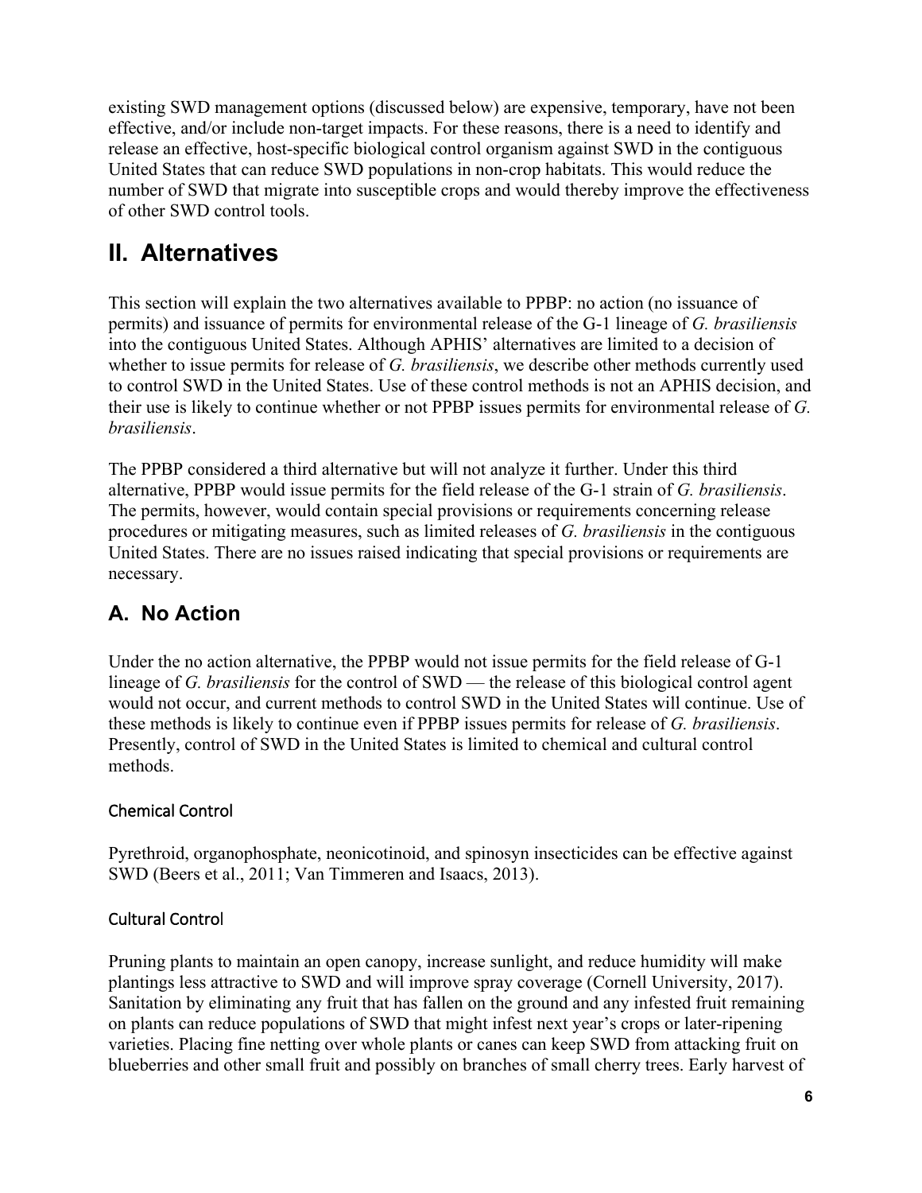existing SWD management options (discussed below) are expensive, temporary, have not been effective, and/or include non-target impacts. For these reasons, there is a need to identify and release an effective, host-specific biological control organism against SWD in the contiguous United States that can reduce SWD populations in non-crop habitats. This would reduce the number of SWD that migrate into susceptible crops and would thereby improve the effectiveness of other SWD control tools.

# II. Alternatives

This section will explain the two alternatives available to PPBP: no action (no issuance of permits) and issuance of permits for environmental release of the G-1 lineage of *G. brasiliensis* into the contiguous United States. Although APHIS' alternatives are limited to a decision of whether to issue permits for release of *G. brasiliensis*, we describe other methods currently used to control SWD in the United States. Use of these control methods is not an APHIS decision, and their use is likely to continue whether or not PPBP issues permits for environmental release of *G. brasiliensis*.

The PPBP considered a third alternative but will not analyze it further. Under this third alternative, PPBP would issue permits for the field release of the G-1 strain of *G. brasiliensis*. The permits, however, would contain special provisions or requirements concerning release procedures or mitigating measures, such as limited releases of *G. brasiliensis* in the contiguous United States. There are no issues raised indicating that special provisions or requirements are necessary.

## A. No Action

Under the no action alternative, the PPBP would not issue permits for the field release of G-1 lineage of *G. brasiliensis* for the control of SWD — the release of this biological control agent would not occur, and current methods to control SWD in the United States will continue. Use of these methods is likely to continue even if PPBP issues permits for release of *G. brasiliensis*. Presently, control of SWD in the United States is limited to chemical and cultural control methods.

### Chemical Control

Pyrethroid, organophosphate, neonicotinoid, and spinosyn insecticides can be effective against SWD (Beers et al., 2011; Van Timmeren and Isaacs, 2013).

### Cultural Control

Pruning plants to maintain an open canopy, increase sunlight, and reduce humidity will make plantings less attractive to SWD and will improve spray coverage (Cornell University, 2017). Sanitation by eliminating any fruit that has fallen on the ground and any infested fruit remaining on plants can reduce populations of SWD that might infest next year's crops or later-ripening varieties. Placing fine netting over whole plants or canes can keep SWD from attacking fruit on blueberries and other small fruit and possibly on branches of small cherry trees. Early harvest of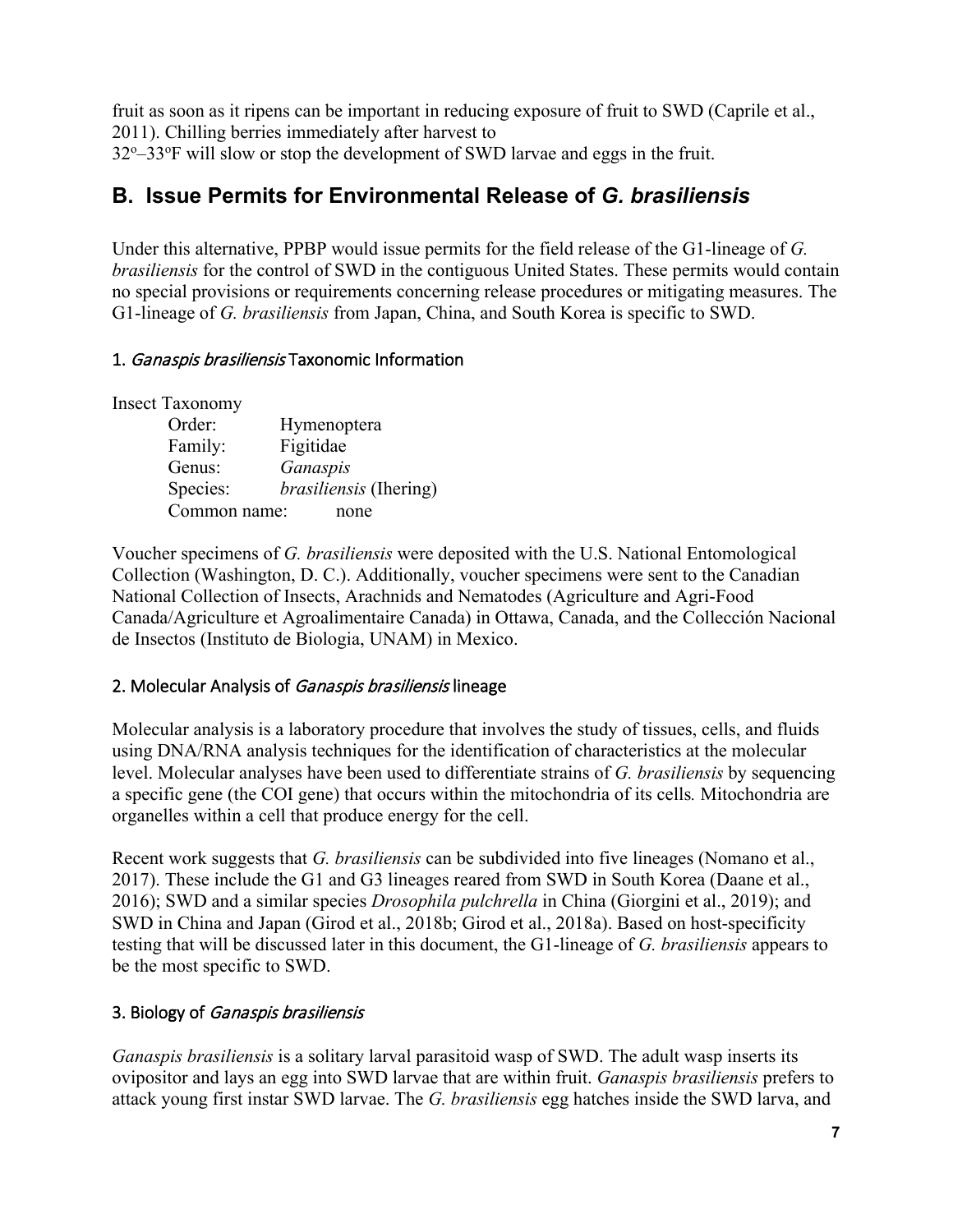fruit as soon as it ripens can be important in reducing exposure of fruit to SWD (Caprile et al., 2011). Chilling berries immediately after harvest to
32º–33ºF will slow or stop the development of SWD larvae and eggs in the fruit.

## B. Issue Permits for Environmental Release of *G. brasiliensis*

Under this alternative, PPBP would issue permits for the field release of the G1-lineage of *G. brasiliensis* for the control of SWD in the contiguous United States. These permits would contain no special provisions or requirements concerning release procedures or mitigating measures. The G1-lineage of *G. brasiliensis* from Japan, China, and South Korea is specific to SWD.

### 1. *Ganaspis brasiliensis* Taxonomic Information

Insect Taxonomy

- Order: Hymenoptera
- Family: Figitidae
- Genus: *Ganaspis*
- Species: *brasiliensis* (Ihering)
- Common name: none

Voucher specimens of *G. brasiliensis* were deposited with the U.S. National Entomological Collection (Washington, D. C.). Additionally, voucher specimens were sent to the Canadian National Collection of Insects, Arachnids and Nematodes (Agriculture and Agri-Food Canada/Agriculture et Agroalimentaire Canada) in Ottawa, Canada, and the Collección Nacional de Insectos (Instituto de Biologia, UNAM) in Mexico.

### 2. Molecular Analysis of *Ganaspis brasiliensis* lineage

Molecular analysis is a laboratory procedure that involves the study of tissues, cells, and fluids using DNA/RNA analysis techniques for the identification of characteristics at the molecular level. Molecular analyses have been used to differentiate strains of *G. brasiliensis* by sequencing a specific gene (the COI gene) that occurs within the mitochondria of its cells*.* Mitochondria are organelles within a cell that produce energy for the cell.

Recent work suggests that *G. brasiliensis* can be subdivided into five lineages (Nomano et al., 2017). These include the G1 and G3 lineages reared from SWD in South Korea (Daane et al., 2016); SWD and a similar species *Drosophila pulchrella* in China (Giorgini et al., 2019); and SWD in China and Japan (Girod et al., 2018b; Girod et al., 2018a). Based on host-specificity testing that will be discussed later in this document, the G1-lineage of *G. brasiliensis* appears to be the most specific to SWD.

### 3. Biology of *Ganaspis brasiliensis*

*Ganaspis brasiliensis* is a solitary larval parasitoid wasp of SWD. The adult wasp inserts its ovipositor and lays an egg into SWD larvae that are within fruit. *Ganaspis brasiliensis* prefers to attack young first instar SWD larvae. The *G. brasiliensis* egg hatches inside the SWD larva, and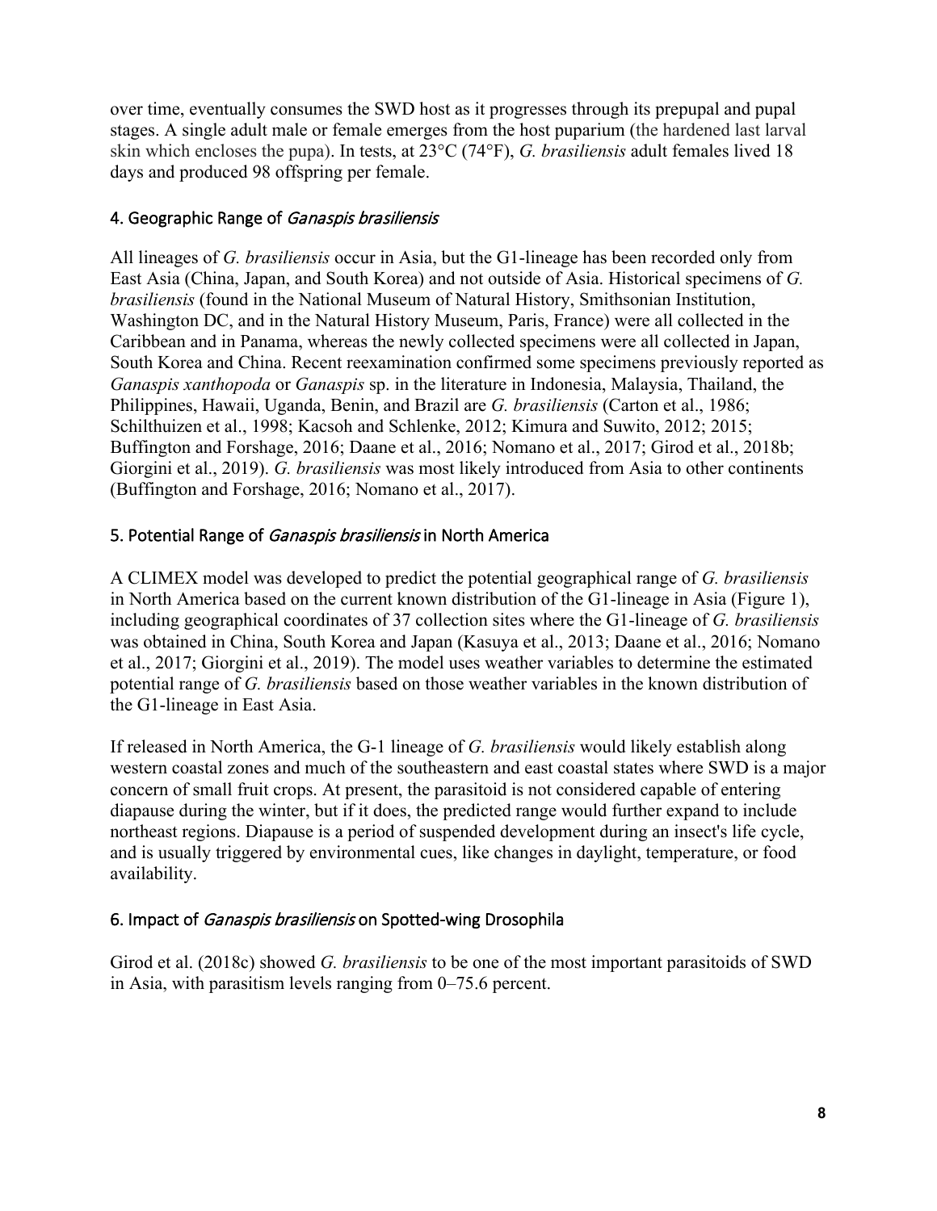over time, eventually consumes the SWD host as it progresses through its prepupal and pupal stages. A single adult male or female emerges from the host puparium (the hardened last larval skin which encloses the pupa). In tests, at 23°C (74°F), *G. brasiliensis* adult females lived 18 days and produced 98 offspring per female.

## 4. Geographic Range of *Ganaspis brasiliensis*

All lineages of *G. brasiliensis* occur in Asia, but the G1-lineage has been recorded only from East Asia (China, Japan, and South Korea) and not outside of Asia. Historical specimens of *G. brasiliensis* (found in the National Museum of Natural History, Smithsonian Institution, Washington DC, and in the Natural History Museum, Paris, France) were all collected in the Caribbean and in Panama, whereas the newly collected specimens were all collected in Japan, South Korea and China. Recent reexamination confirmed some specimens previously reported as *Ganaspis xanthopoda* or *Ganaspis* sp. in the literature in Indonesia, Malaysia, Thailand, the Philippines, Hawaii, Uganda, Benin, and Brazil are *G. brasiliensis* (Carton et al., 1986; Schilthuizen et al., 1998; Kacsoh and Schlenke, 2012; Kimura and Suwito, 2012; 2015; Buffington and Forshage, 2016; Daane et al., 2016; Nomano et al., 2017; Girod et al., 2018b; Giorgini et al., 2019). *G. brasiliensis* was most likely introduced from Asia to other continents (Buffington and Forshage, 2016; Nomano et al., 2017).

## 5. Potential Range of *Ganaspis brasiliensis* in North America

A CLIMEX model was developed to predict the potential geographical range of *G. brasiliensis* in North America based on the current known distribution of the G1-lineage in Asia (Figure 1), including geographical coordinates of 37 collection sites where the G1-lineage of *G. brasiliensis* was obtained in China, South Korea and Japan (Kasuya et al., 2013; Daane et al., 2016; Nomano et al., 2017; Giorgini et al., 2019). The model uses weather variables to determine the estimated potential range of *G. brasiliensis* based on those weather variables in the known distribution of the G1-lineage in East Asia.

If released in North America, the G-1 lineage of *G. brasiliensis* would likely establish along western coastal zones and much of the southeastern and east coastal states where SWD is a major concern of small fruit crops. At present, the parasitoid is not considered capable of entering diapause during the winter, but if it does, the predicted range would further expand to include northeast regions. Diapause is a period of suspended development during an insect's life cycle, and is usually triggered by environmental cues, like changes in daylight, temperature, or food availability.

## 6. Impact of *Ganaspis brasiliensis* on Spotted-wing Drosophila

Girod et al. (2018c) showed *G. brasiliensis* to be one of the most important parasitoids of SWD in Asia, with parasitism levels ranging from 0–75.6 percent.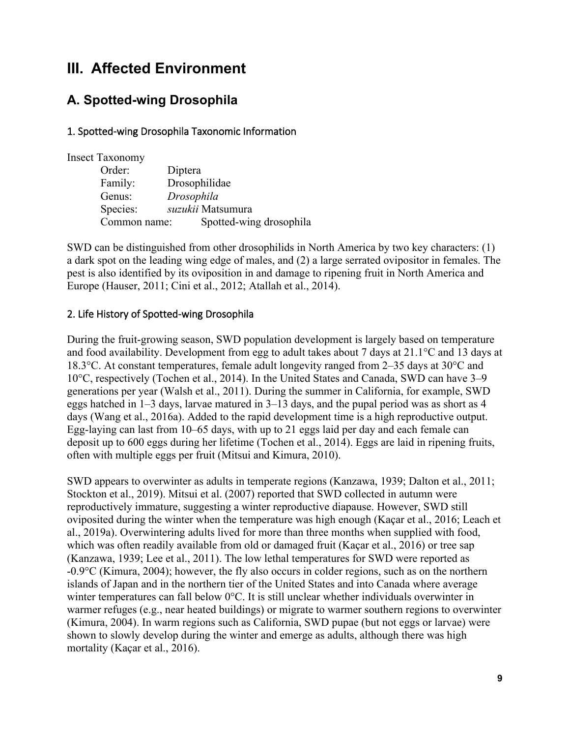# III. Affected Environment

## A. Spotted-wing Drosophila

### 1. Spotted-wing Drosophila Taxonomic Information

Insect Taxonomy

- Order: Diptera
- Family: Drosophilidae
- Genus: *Drosophila*
- Species: *suzukii* Matsumura
- Common name: Spotted-wing drosophila

SWD can be distinguished from other drosophilids in North America by two key characters: (1) a dark spot on the leading wing edge of males, and (2) a large serrated ovipositor in females. The pest is also identified by its oviposition in and damage to ripening fruit in North America and Europe (Hauser, 2011; Cini et al., 2012; Atallah et al., 2014).

### 2. Life History of Spotted-wing Drosophila

During the fruit-growing season, SWD population development is largely based on temperature and food availability. Development from egg to adult takes about 7 days at 21.1°C and 13 days at 18.3°C. At constant temperatures, female adult longevity ranged from 2–35 days at 30°C and 10°C, respectively (Tochen et al., 2014). In the United States and Canada, SWD can have 3–9 generations per year (Walsh et al., 2011). During the summer in California, for example, SWD eggs hatched in 1–3 days, larvae matured in 3–13 days, and the pupal period was as short as 4 days (Wang et al., 2016a). Added to the rapid development time is a high reproductive output. Egg-laying can last from 10–65 days, with up to 21 eggs laid per day and each female can deposit up to 600 eggs during her lifetime (Tochen et al., 2014). Eggs are laid in ripening fruits, often with multiple eggs per fruit (Mitsui and Kimura, 2010).

SWD appears to overwinter as adults in temperate regions (Kanzawa, 1939; Dalton et al., 2011; Stockton et al., 2019). Mitsui et al. (2007) reported that SWD collected in autumn were reproductively immature, suggesting a winter reproductive diapause. However, SWD still oviposited during the winter when the temperature was high enough (Kaçar et al., 2016; Leach et al., 2019a). Overwintering adults lived for more than three months when supplied with food, which was often readily available from old or damaged fruit (Kaçar et al., 2016) or tree sap (Kanzawa, 1939; Lee et al., 2011). The low lethal temperatures for SWD were reported as -0.9°C (Kimura, 2004); however, the fly also occurs in colder regions, such as on the northern islands of Japan and in the northern tier of the United States and into Canada where average winter temperatures can fall below 0°C. It is still unclear whether individuals overwinter in warmer refuges (e.g., near heated buildings) or migrate to warmer southern regions to overwinter (Kimura, 2004). In warm regions such as California, SWD pupae (but not eggs or larvae) were shown to slowly develop during the winter and emerge as adults, although there was high mortality (Kaçar et al., 2016).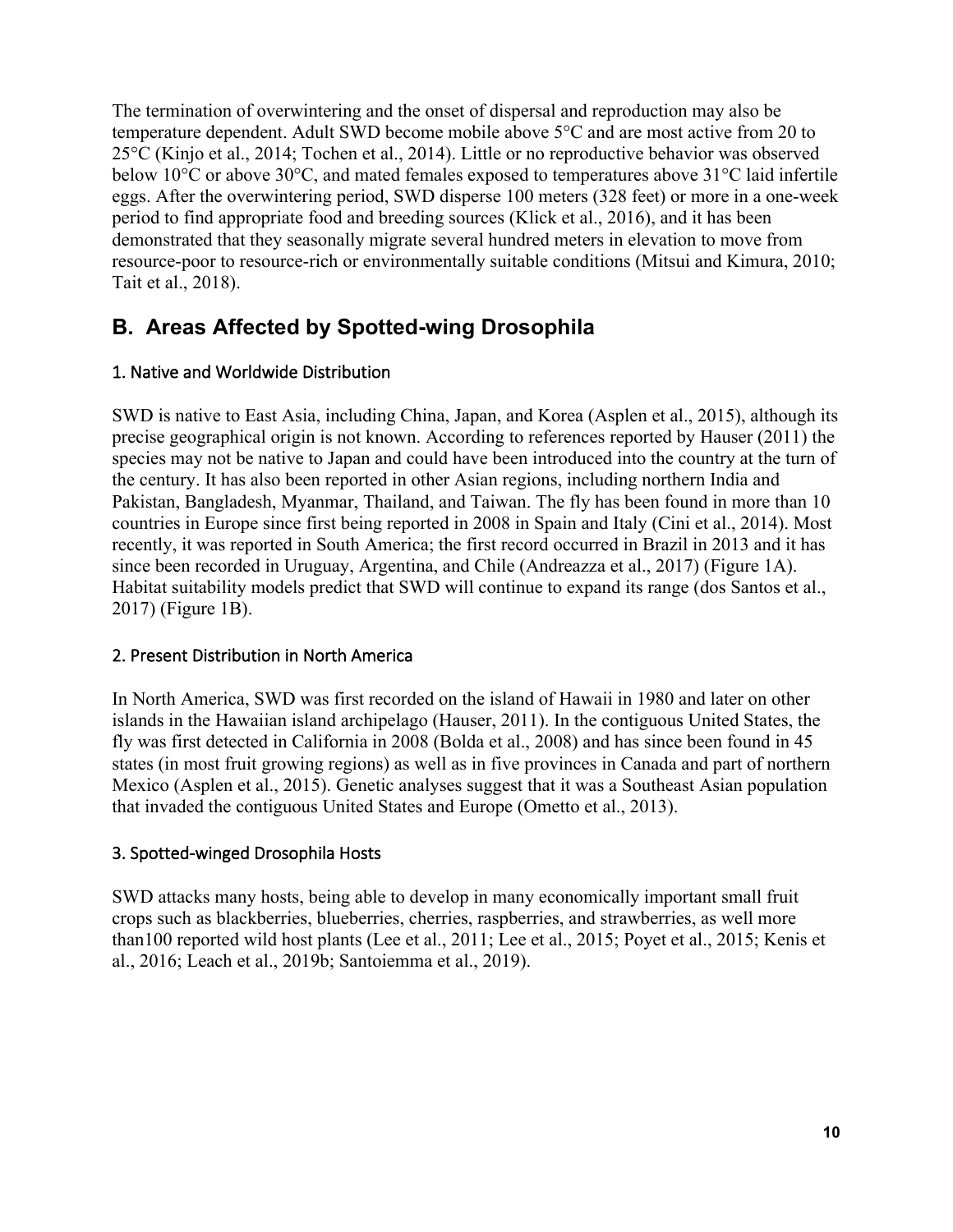The termination of overwintering and the onset of dispersal and reproduction may also be temperature dependent. Adult SWD become mobile above 5°C and are most active from 20 to 25°C (Kinjo et al., 2014; Tochen et al., 2014). Little or no reproductive behavior was observed below 10°C or above 30°C, and mated females exposed to temperatures above 31°C laid infertile eggs. After the overwintering period, SWD disperse 100 meters (328 feet) or more in a one-week period to find appropriate food and breeding sources (Klick et al., 2016), and it has been demonstrated that they seasonally migrate several hundred meters in elevation to move from resource-poor to resource-rich or environmentally suitable conditions (Mitsui and Kimura, 2010; Tait et al., 2018).

## B. Areas Affected by Spotted-wing Drosophila

### 1. Native and Worldwide Distribution

SWD is native to East Asia, including China, Japan, and Korea (Asplen et al., 2015), although its precise geographical origin is not known. According to references reported by Hauser (2011) the species may not be native to Japan and could have been introduced into the country at the turn of the century. It has also been reported in other Asian regions, including northern India and Pakistan, Bangladesh, Myanmar, Thailand, and Taiwan. The fly has been found in more than 10 countries in Europe since first being reported in 2008 in Spain and Italy (Cini et al., 2014). Most recently, it was reported in South America; the first record occurred in Brazil in 2013 and it has since been recorded in Uruguay, Argentina, and Chile (Andreazza et al., 2017) (Figure 1A). Habitat suitability models predict that SWD will continue to expand its range (dos Santos et al., 2017) (Figure 1B).

### 2. Present Distribution in North America

In North America, SWD was first recorded on the island of Hawaii in 1980 and later on other islands in the Hawaiian island archipelago (Hauser, 2011). In the contiguous United States, the fly was first detected in California in 2008 (Bolda et al., 2008) and has since been found in 45 states (in most fruit growing regions) as well as in five provinces in Canada and part of northern Mexico (Asplen et al., 2015). Genetic analyses suggest that it was a Southeast Asian population that invaded the contiguous United States and Europe (Ometto et al., 2013).

### 3. Spotted-winged Drosophila Hosts

SWD attacks many hosts, being able to develop in many economically important small fruit crops such as blackberries, blueberries, cherries, raspberries, and strawberries, as well more than100 reported wild host plants (Lee et al., 2011; Lee et al., 2015; Poyet et al., 2015; Kenis et al., 2016; Leach et al., 2019b; Santoiemma et al., 2019).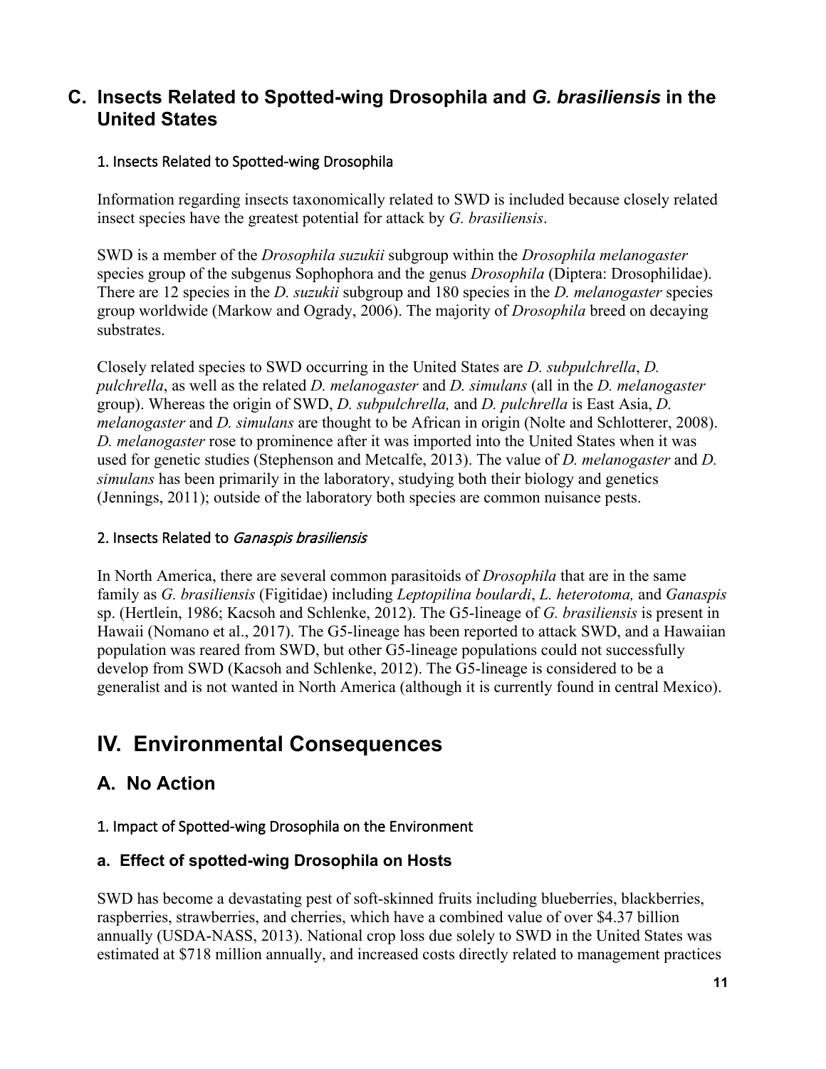## C. Insects Related to Spotted-wing Drosophila and *G. brasiliensis* in the United States

### 1. Insects Related to Spotted-wing Drosophila

Information regarding insects taxonomically related to SWD is included because closely related insect species have the greatest potential for attack by *G. brasiliensis*.

SWD is a member of the *Drosophila suzukii* subgroup within the *Drosophila melanogaster* species group of the subgenus Sophophora and the genus *Drosophila* (Diptera: Drosophilidae). There are 12 species in the *D. suzukii* subgroup and 180 species in the *D. melanogaster* species group worldwide (Markow and Ogrady, 2006). The majority of *Drosophila* breed on decaying substrates.

Closely related species to SWD occurring in the United States are *D. subpulchrella*, *D. pulchrella*, as well as the related *D. melanogaster* and *D. simulans* (all in the *D. melanogaster* group). Whereas the origin of SWD, *D. subpulchrella,* and *D. pulchrella* is East Asia, *D. melanogaster* and *D. simulans* are thought to be African in origin (Nolte and Schlotterer, 2008). *D. melanogaster* rose to prominence after it was imported into the United States when it was used for genetic studies (Stephenson and Metcalfe, 2013). The value of *D. melanogaster* and *D. simulans* has been primarily in the laboratory, studying both their biology and genetics (Jennings, 2011); outside of the laboratory both species are common nuisance pests.

### 2. Insects Related to *Ganaspis brasiliensis*

In North America, there are several common parasitoids of *Drosophila* that are in the same family as *G. brasiliensis* (Figitidae) including *Leptopilina boulardi*, *L. heterotoma,* and *Ganaspis* sp. (Hertlein, 1986; Kacsoh and Schlenke, 2012). The G5-lineage of *G. brasiliensis* is present in Hawaii (Nomano et al., 2017). The G5-lineage has been reported to attack SWD, and a Hawaiian population was reared from SWD, but other G5-lineage populations could not successfully develop from SWD (Kacsoh and Schlenke, 2012). The G5-lineage is considered to be a generalist and is not wanted in North America (although it is currently found in central Mexico).

# IV. Environmental Consequences

## A. No Action

### 1. Impact of Spotted-wing Drosophila on the Environment

### a. Effect of spotted-wing Drosophila on Hosts

SWD has become a devastating pest of soft-skinned fruits including blueberries, blackberries, raspberries, strawberries, and cherries, which have a combined value of over $4.37 billion annually (USDA-NASS, 2013). National crop loss due solely to SWD in the United States was estimated at $718 million annually, and increased costs directly related to management practices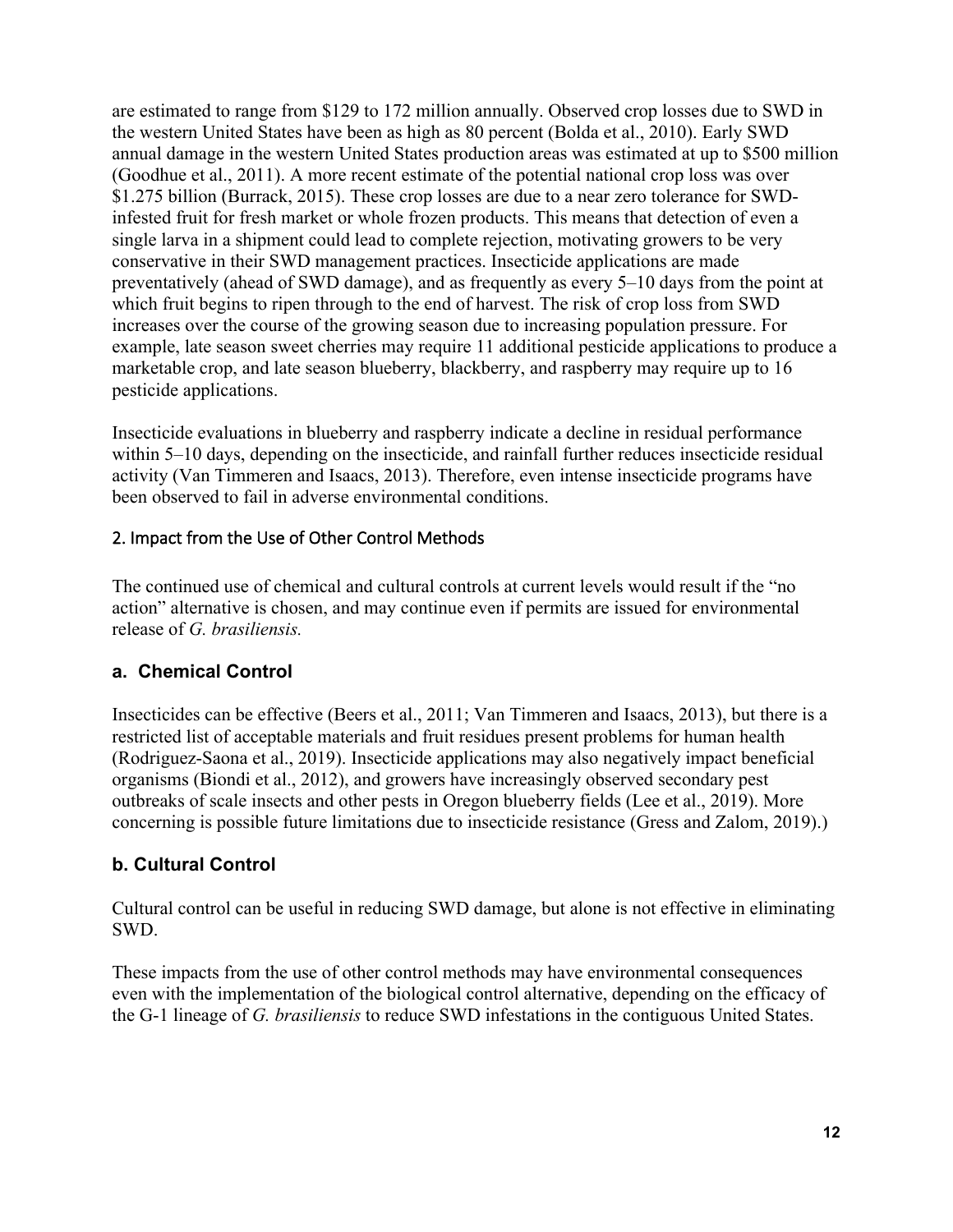are estimated to range from $129 to 172 million annually. Observed crop losses due to SWD in the western United States have been as high as 80 percent (Bolda et al., 2010). Early SWD annual damage in the western United States production areas was estimated at up to $500 million (Goodhue et al., 2011). A more recent estimate of the potential national crop loss was over $1.275 billion (Burrack, 2015). These crop losses are due to a near zero tolerance for SWD-infested fruit for fresh market or whole frozen products. This means that detection of even a single larva in a shipment could lead to complete rejection, motivating growers to be very conservative in their SWD management practices. Insecticide applications are made preventatively (ahead of SWD damage), and as frequently as every 5–10 days from the point at which fruit begins to ripen through to the end of harvest. The risk of crop loss from SWD increases over the course of the growing season due to increasing population pressure. For example, late season sweet cherries may require 11 additional pesticide applications to produce a marketable crop, and late season blueberry, blackberry, and raspberry may require up to 16 pesticide applications.

Insecticide evaluations in blueberry and raspberry indicate a decline in residual performance within 5–10 days, depending on the insecticide, and rainfall further reduces insecticide residual activity (Van Timmeren and Isaacs, 2013). Therefore, even intense insecticide programs have been observed to fail in adverse environmental conditions.

### 2. Impact from the Use of Other Control Methods

The continued use of chemical and cultural controls at current levels would result if the "no action" alternative is chosen, and may continue even if permits are issued for environmental release of *G. brasiliensis.*

#### a. Chemical Control

Insecticides can be effective (Beers et al., 2011; Van Timmeren and Isaacs, 2013), but there is a restricted list of acceptable materials and fruit residues present problems for human health (Rodriguez-Saona et al., 2019). Insecticide applications may also negatively impact beneficial organisms (Biondi et al., 2012), and growers have increasingly observed secondary pest outbreaks of scale insects and other pests in Oregon blueberry fields (Lee et al., 2019). More concerning is possible future limitations due to insecticide resistance (Gress and Zalom, 2019).)

#### b. Cultural Control

Cultural control can be useful in reducing SWD damage, but alone is not effective in eliminating SWD.

These impacts from the use of other control methods may have environmental consequences even with the implementation of the biological control alternative, depending on the efficacy of the G-1 lineage of *G. brasiliensis* to reduce SWD infestations in the contiguous United States.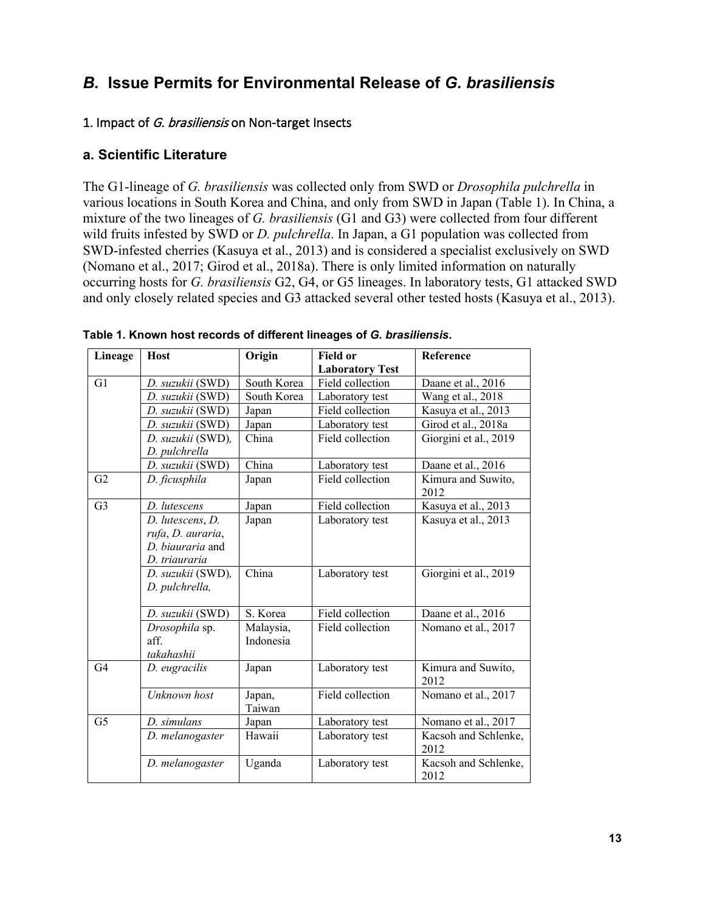## *B.* Issue Permits for Environmental Release of *G. brasiliensis*

### 1. Impact of *G. brasiliensis* on Non-target Insects

#### a. Scientific Literature

The G1-lineage of *G. brasiliensis* was collected only from SWD or *Drosophila pulchrella* in various locations in South Korea and China, and only from SWD in Japan (Table 1). In China, a mixture of the two lineages of *G. brasiliensis* (G1 and G3) were collected from four different wild fruits infested by SWD or *D. pulchrella*. In Japan, a G1 population was collected from SWD-infested cherries (Kasuya et al., 2013) and is considered a specialist exclusively on SWD (Nomano et al., 2017; Girod et al., 2018a). There is only limited information on naturally occurring hosts for *G. brasiliensis* G2, G4, or G5 lineages. In laboratory tests, G1 attacked SWD and only closely related species and G3 attacked several other tested hosts (Kasuya et al., 2013).

**Table 1. Known host records of different lineages of *G. brasiliensis*.**

| Lineage | Host | Origin | Field or Laboratory Test | Reference |
|---|---|---|---|---|
| G1 | *D. suzukii* (SWD) | South Korea | Field collection | Daane et al., 2016 |
| | *D. suzukii* (SWD) | South Korea | Laboratory test | Wang et al., 2018 |
| | *D. suzukii* (SWD) | Japan | Field collection | Kasuya et al., 2013 |
| | *D. suzukii* (SWD) | Japan | Laboratory test | Girod et al., 2018a |
| | *D. suzukii* (SWD), *D. pulchrella* | China | Field collection | Giorgini et al., 2019 |
| | *D. suzukii* (SWD) | China | Laboratory test | Daane et al., 2016 |
| G2 | *D. ficusphila* | Japan | Field collection | Kimura and Suwito, 2012 |
| G3 | *D. lutescens* | Japan | Field collection | Kasuya et al., 2013 |
| | *D. lutescens*, *D. rufa*, *D. auraria*, *D. biauraria* and *D. triauraria* | Japan | Laboratory test | Kasuya et al., 2013 |
| | *D. suzukii* (SWD), *D. pulchrella*, | China | Laboratory test | Giorgini et al., 2019 |
| | *D. suzukii* (SWD) | S. Korea | Field collection | Daane et al., 2016 |
| | *Drosophila* sp. aff. *takahashii* | Malaysia, Indonesia | Field collection | Nomano et al., 2017 |
| G4 | *D. eugracilis* | Japan | Laboratory test | Kimura and Suwito, 2012 |
| | *Unknown host* | Japan, Taiwan | Field collection | Nomano et al., 2017 |
| G5 | *D. simulans* | Japan | Laboratory test | Nomano et al., 2017 |
| | *D. melanogaster* | Hawaii | Laboratory test | Kacsoh and Schlenke, 2012 |
| | *D. melanogaster* | Uganda | Laboratory test | Kacsoh and Schlenke, 2012 |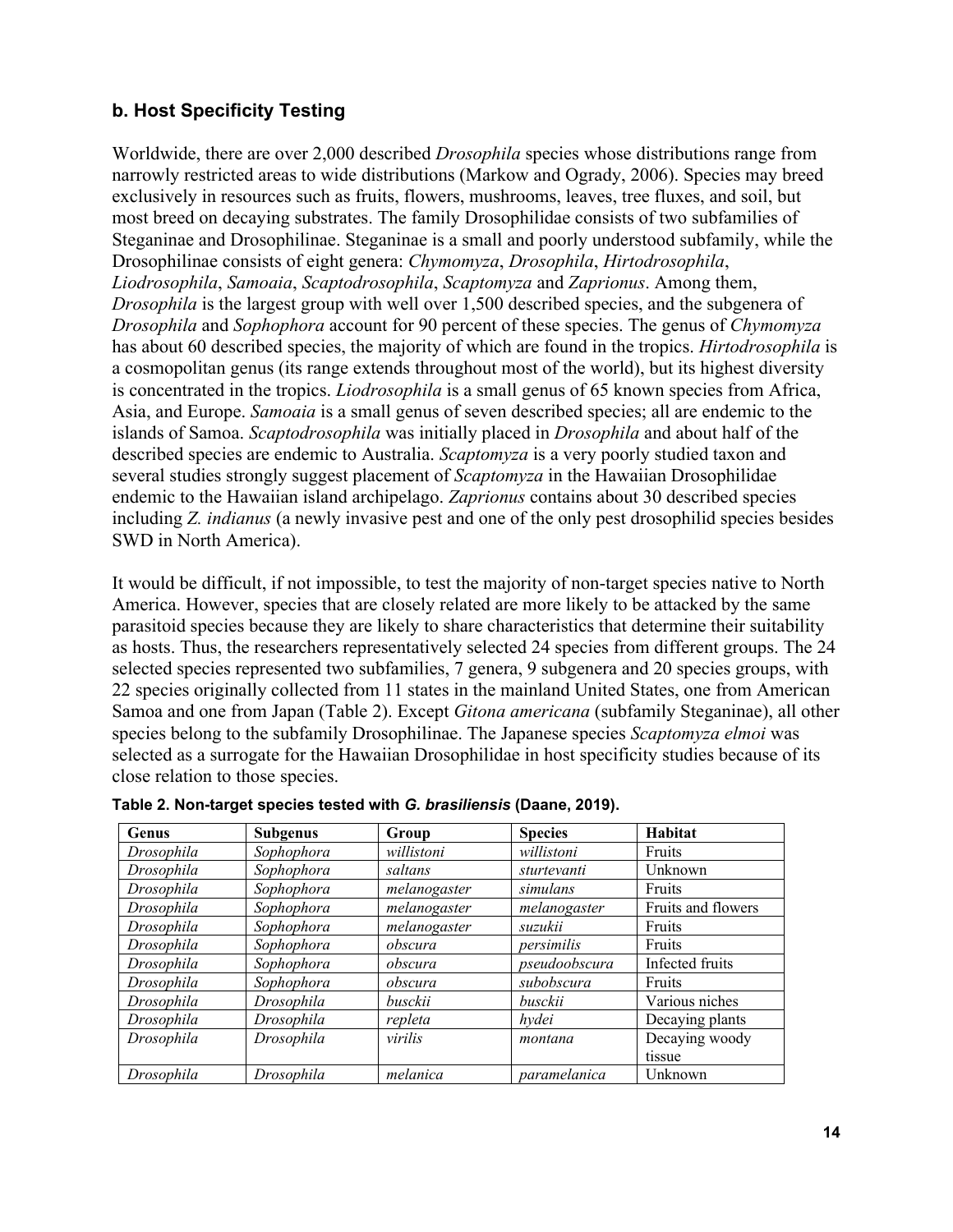### b. Host Specificity Testing

Worldwide, there are over 2,000 described *Drosophila* species whose distributions range from narrowly restricted areas to wide distributions (Markow and Ogrady, 2006). Species may breed exclusively in resources such as fruits, flowers, mushrooms, leaves, tree fluxes, and soil, but most breed on decaying substrates. The family Drosophilidae consists of two subfamilies of Steganinae and Drosophilinae. Steganinae is a small and poorly understood subfamily, while the Drosophilinae consists of eight genera: *Chymomyza*, *Drosophila*, *Hirtodrosophila*, *Liodrosophila*, *Samoaia*, *Scaptodrosophila*, *Scaptomyza* and *Zaprionus*. Among them, *Drosophila* is the largest group with well over 1,500 described species, and the subgenera of *Drosophila* and *Sophophora* account for 90 percent of these species. The genus of *Chymomyza* has about 60 described species, the majority of which are found in the tropics. *Hirtodrosophila* is a cosmopolitan genus (its range extends throughout most of the world), but its highest diversity is concentrated in the tropics. *Liodrosophila* is a small genus of 65 known species from Africa, Asia, and Europe. *Samoaia* is a small genus of seven described species; all are endemic to the islands of Samoa. *Scaptodrosophila* was initially placed in *Drosophila* and about half of the described species are endemic to Australia. *Scaptomyza* is a very poorly studied taxon and several studies strongly suggest placement of *Scaptomyza* in the Hawaiian Drosophilidae endemic to the Hawaiian island archipelago. *Zaprionus* contains about 30 described species including *Z. indianus* (a newly invasive pest and one of the only pest drosophilid species besides SWD in North America).

It would be difficult, if not impossible, to test the majority of non-target species native to North America. However, species that are closely related are more likely to be attacked by the same parasitoid species because they are likely to share characteristics that determine their suitability as hosts. Thus, the researchers representatively selected 24 species from different groups. The 24 selected species represented two subfamilies, 7 genera, 9 subgenera and 20 species groups, with 22 species originally collected from 11 states in the mainland United States, one from American Samoa and one from Japan (Table 2). Except *Gitona americana* (subfamily Steganinae), all other species belong to the subfamily Drosophilinae. The Japanese species *Scaptomyza elmoi* was selected as a surrogate for the Hawaiian Drosophilidae in host specificity studies because of its close relation to those species.

**Table 2. Non-target species tested with *G. brasiliensis* (Daane, 2019).**

| Genus | Subgenus | Group | Species | Habitat |
|---|---|---|---|---|
| *Drosophila* | *Sophophora* | *willistoni* | *willistoni* | Fruits |
| *Drosophila* | *Sophophora* | *saltans* | *sturtevanti* | Unknown |
| *Drosophila* | *Sophophora* | *melanogaster* | *simulans* | Fruits |
| *Drosophila* | *Sophophora* | *melanogaster* | *melanogaster* | Fruits and flowers |
| *Drosophila* | *Sophophora* | *melanogaster* | *suzukii* | Fruits |
| *Drosophila* | *Sophophora* | *obscura* | *persimilis* | Fruits |
| *Drosophila* | *Sophophora* | *obscura* | *pseudoobscura* | Infected fruits |
| *Drosophila* | *Sophophora* | *obscura* | *subobscura* | Fruits |
| *Drosophila* | *Drosophila* | *busckii* | *busckii* | Various niches |
| *Drosophila* | *Drosophila* | *repleta* | *hydei* | Decaying plants |
| *Drosophila* | *Drosophila* | *virilis* | *montana* | Decaying woody tissue |
| *Drosophila* | *Drosophila* | *melanica* | *paramelanica* | Unknown |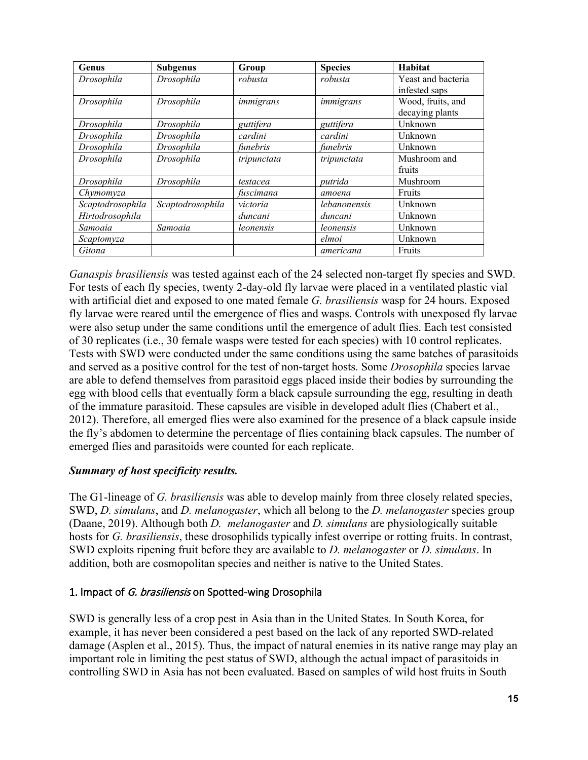| Genus | Subgenus | Group | Species | Habitat |
|---|---|---|---|---|
| *Drosophila* | *Drosophila* | *robusta* | *robusta* | Yeast and bacteria infested saps |
| *Drosophila* | *Drosophila* | *immigrans* | *immigrans* | Wood, fruits, and decaying plants |
| *Drosophila* | *Drosophila* | *guttifera* | *guttifera* | Unknown |
| *Drosophila* | *Drosophila* | *cardini* | *cardini* | Unknown |
| *Drosophila* | *Drosophila* | *funebris* | *funebris* | Unknown |
| *Drosophila* | *Drosophila* | *tripunctata* | *tripunctata* | Mushroom and fruits |
| *Drosophila* | *Drosophila* | *testacea* | *putrida* | Mushroom |
| *Chymomyza* | | *fuscimana* | *amoena* | Fruits |
| *Scaptodrosophila* | *Scaptodrosophila* | *victoria* | *lebanonensis* | Unknown |
| *Hirtodrosophila* | | *duncani* | *duncani* | Unknown |
| *Samoaia* | *Samoaia* | *leonensis* | *leonensis* | Unknown |
| *Scaptomyza* | | | *elmoi* | Unknown |
| *Gitona* | | | *americana* | Fruits |

*Ganaspis brasiliensis* was tested against each of the 24 selected non-target fly species and SWD. For tests of each fly species, twenty 2-day-old fly larvae were placed in a ventilated plastic vial with artificial diet and exposed to one mated female *G. brasiliensis* wasp for 24 hours. Exposed fly larvae were reared until the emergence of flies and wasps. Controls with unexposed fly larvae were also setup under the same conditions until the emergence of adult flies. Each test consisted of 30 replicates (i.e., 30 female wasps were tested for each species) with 10 control replicates. Tests with SWD were conducted under the same conditions using the same batches of parasitoids and served as a positive control for the test of non-target hosts. Some *Drosophila* species larvae are able to defend themselves from parasitoid eggs placed inside their bodies by surrounding the egg with blood cells that eventually form a black capsule surrounding the egg, resulting in death of the immature parasitoid. These capsules are visible in developed adult flies (Chabert et al., 2012). Therefore, all emerged flies were also examined for the presence of a black capsule inside the fly's abdomen to determine the percentage of flies containing black capsules. The number of emerged flies and parasitoids were counted for each replicate.

### ***Summary of host specificity results.***

The G1-lineage of *G. brasiliensis* was able to develop mainly from three closely related species, SWD, *D. simulans*, and *D. melanogaster*, which all belong to the *D. melanogaster* species group (Daane, 2019). Although both *D. melanogaster* and *D. simulans* are physiologically suitable hosts for *G. brasiliensis*, these drosophilids typically infest overripe or rotting fruits. In contrast, SWD exploits ripening fruit before they are available to *D. melanogaster* or *D. simulans*. In addition, both are cosmopolitan species and neither is native to the United States.

### 1. Impact of *G. brasiliensis* on Spotted-wing Drosophila

SWD is generally less of a crop pest in Asia than in the United States. In South Korea, for example, it has never been considered a pest based on the lack of any reported SWD-related damage (Asplen et al., 2015). Thus, the impact of natural enemies in its native range may play an important role in limiting the pest status of SWD, although the actual impact of parasitoids in controlling SWD in Asia has not been evaluated. Based on samples of wild host fruits in South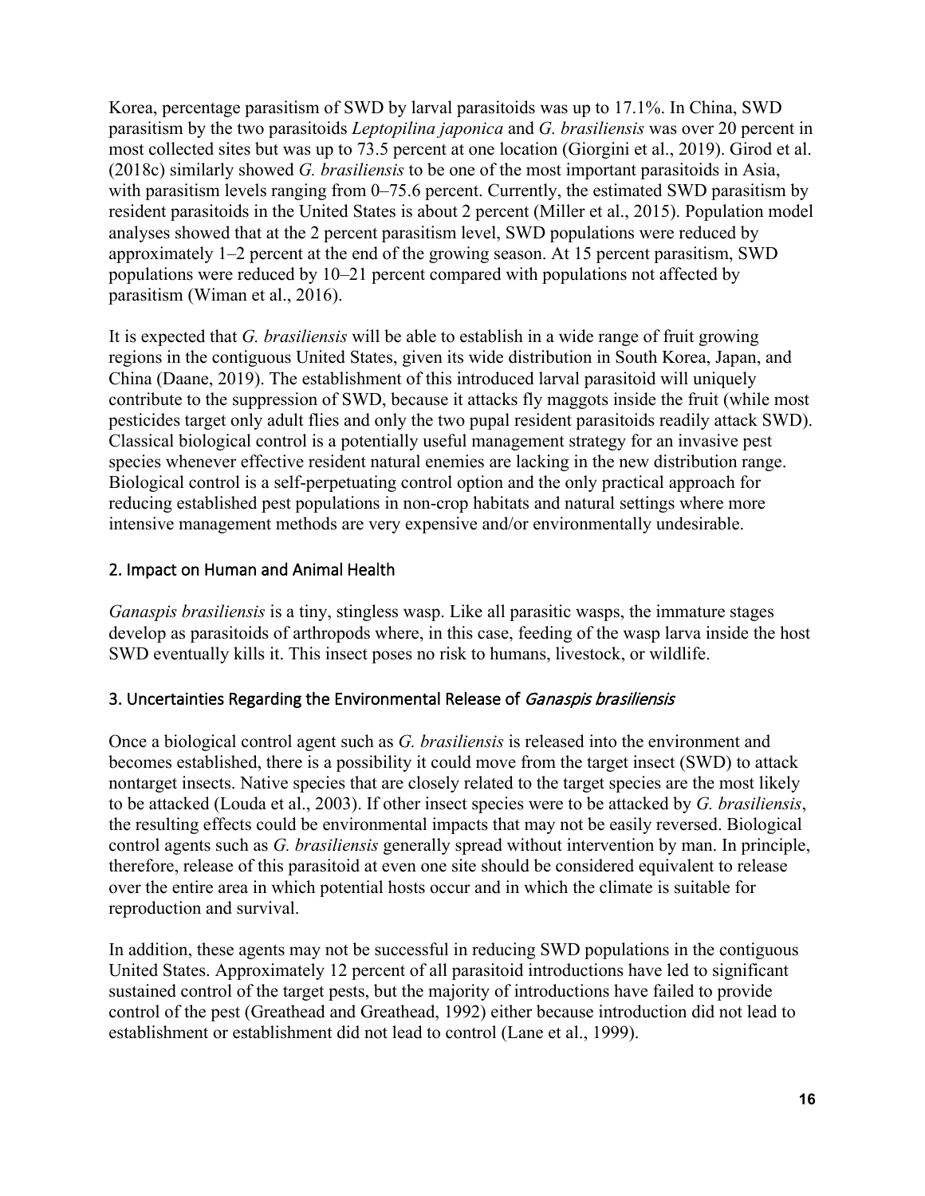Korea, percentage parasitism of SWD by larval parasitoids was up to 17.1%. In China, SWD parasitism by the two parasitoids *Leptopilina japonica* and *G. brasiliensis* was over 20 percent in most collected sites but was up to 73.5 percent at one location (Giorgini et al., 2019). Girod et al. (2018c) similarly showed *G. brasiliensis* to be one of the most important parasitoids in Asia, with parasitism levels ranging from 0–75.6 percent. Currently, the estimated SWD parasitism by resident parasitoids in the United States is about 2 percent (Miller et al., 2015). Population model analyses showed that at the 2 percent parasitism level, SWD populations were reduced by approximately 1–2 percent at the end of the growing season. At 15 percent parasitism, SWD populations were reduced by 10–21 percent compared with populations not affected by parasitism (Wiman et al., 2016).

It is expected that *G. brasiliensis* will be able to establish in a wide range of fruit growing regions in the contiguous United States, given its wide distribution in South Korea, Japan, and China (Daane, 2019). The establishment of this introduced larval parasitoid will uniquely contribute to the suppression of SWD, because it attacks fly maggots inside the fruit (while most pesticides target only adult flies and only the two pupal resident parasitoids readily attack SWD). Classical biological control is a potentially useful management strategy for an invasive pest species whenever effective resident natural enemies are lacking in the new distribution range. Biological control is a self-perpetuating control option and the only practical approach for reducing established pest populations in non-crop habitats and natural settings where more intensive management methods are very expensive and/or environmentally undesirable.

### 2. Impact on Human and Animal Health

*Ganaspis brasiliensis* is a tiny, stingless wasp. Like all parasitic wasps, the immature stages develop as parasitoids of arthropods where, in this case, feeding of the wasp larva inside the host SWD eventually kills it. This insect poses no risk to humans, livestock, or wildlife.

### 3. Uncertainties Regarding the Environmental Release of *Ganaspis brasiliensis*

Once a biological control agent such as *G. brasiliensis* is released into the environment and becomes established, there is a possibility it could move from the target insect (SWD) to attack nontarget insects. Native species that are closely related to the target species are the most likely to be attacked (Louda et al., 2003). If other insect species were to be attacked by *G. brasiliensis*, the resulting effects could be environmental impacts that may not be easily reversed. Biological control agents such as *G. brasiliensis* generally spread without intervention by man. In principle, therefore, release of this parasitoid at even one site should be considered equivalent to release over the entire area in which potential hosts occur and in which the climate is suitable for reproduction and survival.

In addition, these agents may not be successful in reducing SWD populations in the contiguous United States. Approximately 12 percent of all parasitoid introductions have led to significant sustained control of the target pests, but the majority of introductions have failed to provide control of the pest (Greathead and Greathead, 1992) either because introduction did not lead to establishment or establishment did not lead to control (Lane et al., 1999).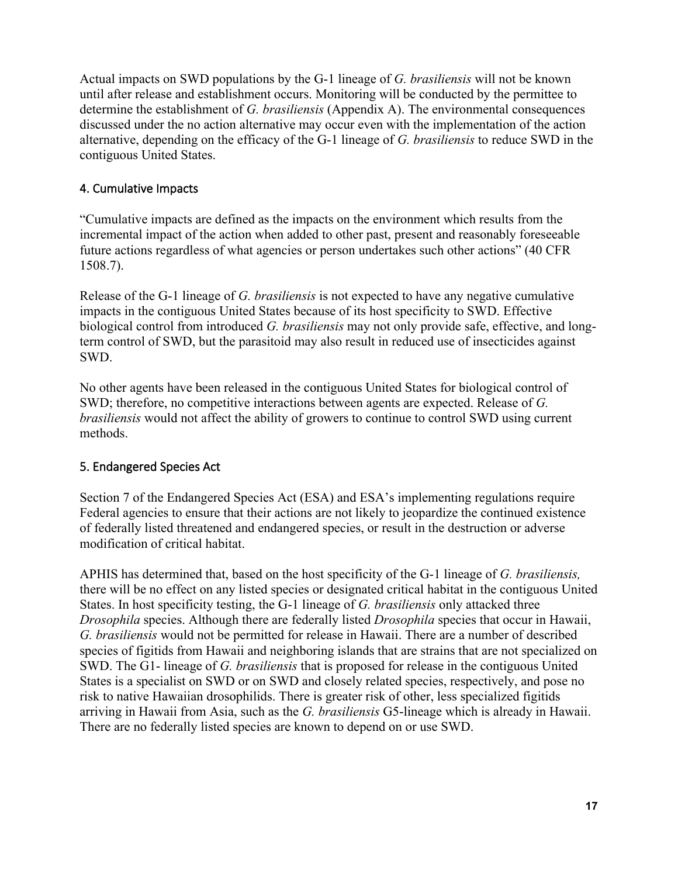Actual impacts on SWD populations by the G-1 lineage of *G. brasiliensis* will not be known until after release and establishment occurs. Monitoring will be conducted by the permittee to determine the establishment of *G. brasiliensis* (Appendix A). The environmental consequences discussed under the no action alternative may occur even with the implementation of the action alternative, depending on the efficacy of the G-1 lineage of *G. brasiliensis* to reduce SWD in the contiguous United States.

## 4. Cumulative Impacts

"Cumulative impacts are defined as the impacts on the environment which results from the incremental impact of the action when added to other past, present and reasonably foreseeable future actions regardless of what agencies or person undertakes such other actions" (40 CFR 1508.7).

Release of the G-1 lineage of *G. brasiliensis* is not expected to have any negative cumulative impacts in the contiguous United States because of its host specificity to SWD. Effective biological control from introduced *G. brasiliensis* may not only provide safe, effective, and long-term control of SWD, but the parasitoid may also result in reduced use of insecticides against SWD.

No other agents have been released in the contiguous United States for biological control of SWD; therefore, no competitive interactions between agents are expected. Release of *G. brasiliensis* would not affect the ability of growers to continue to control SWD using current methods.

## 5. Endangered Species Act

Section 7 of the Endangered Species Act (ESA) and ESA's implementing regulations require Federal agencies to ensure that their actions are not likely to jeopardize the continued existence of federally listed threatened and endangered species, or result in the destruction or adverse modification of critical habitat.

APHIS has determined that, based on the host specificity of the G-1 lineage of *G. brasiliensis,* there will be no effect on any listed species or designated critical habitat in the contiguous United States. In host specificity testing, the G-1 lineage of *G. brasiliensis* only attacked three *Drosophila* species. Although there are federally listed *Drosophila* species that occur in Hawaii, *G. brasiliensis* would not be permitted for release in Hawaii. There are a number of described species of figitids from Hawaii and neighboring islands that are strains that are not specialized on SWD. The G1- lineage of *G. brasiliensis* that is proposed for release in the contiguous United States is a specialist on SWD or on SWD and closely related species, respectively, and pose no risk to native Hawaiian drosophilids. There is greater risk of other, less specialized figitids arriving in Hawaii from Asia, such as the *G. brasiliensis* G5-lineage which is already in Hawaii. There are no federally listed species are known to depend on or use SWD.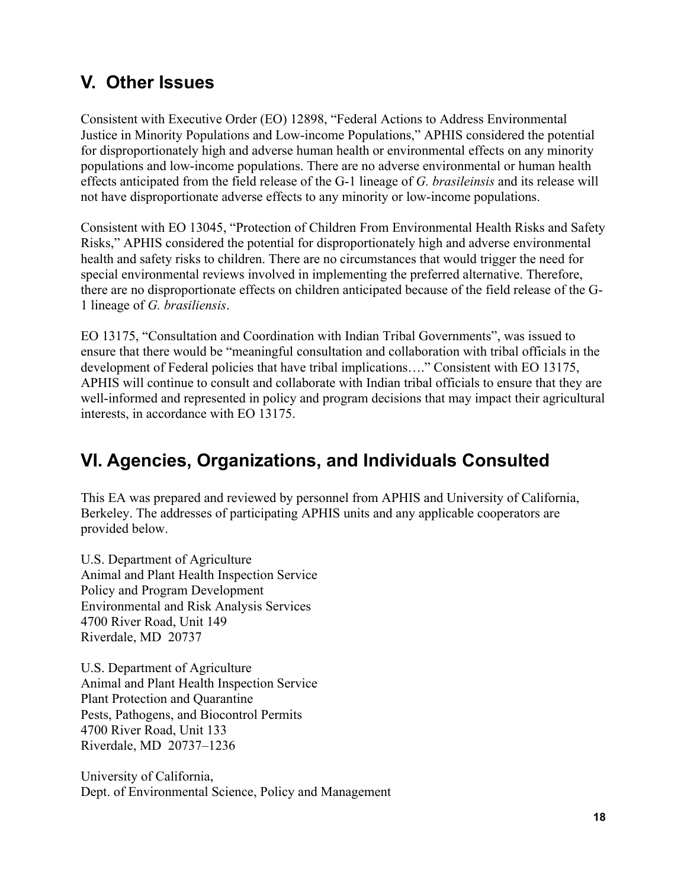## V. Other Issues

Consistent with Executive Order (EO) 12898, "Federal Actions to Address Environmental Justice in Minority Populations and Low-income Populations," APHIS considered the potential for disproportionately high and adverse human health or environmental effects on any minority populations and low-income populations. There are no adverse environmental or human health effects anticipated from the field release of the G-1 lineage of *G. brasileinsis* and its release will not have disproportionate adverse effects to any minority or low-income populations.

Consistent with EO 13045, "Protection of Children From Environmental Health Risks and Safety Risks," APHIS considered the potential for disproportionately high and adverse environmental health and safety risks to children. There are no circumstances that would trigger the need for special environmental reviews involved in implementing the preferred alternative. Therefore, there are no disproportionate effects on children anticipated because of the field release of the G-1 lineage of *G. brasiliensis*.

EO 13175, "Consultation and Coordination with Indian Tribal Governments", was issued to ensure that there would be "meaningful consultation and collaboration with tribal officials in the development of Federal policies that have tribal implications…." Consistent with EO 13175, APHIS will continue to consult and collaborate with Indian tribal officials to ensure that they are well-informed and represented in policy and program decisions that may impact their agricultural interests, in accordance with EO 13175.

## VI. Agencies, Organizations, and Individuals Consulted

This EA was prepared and reviewed by personnel from APHIS and University of California, Berkeley. The addresses of participating APHIS units and any applicable cooperators are provided below.

U.S. Department of Agriculture
Animal and Plant Health Inspection Service
Policy and Program Development
Environmental and Risk Analysis Services
4700 River Road, Unit 149
Riverdale, MD 20737

U.S. Department of Agriculture
Animal and Plant Health Inspection Service
Plant Protection and Quarantine
Pests, Pathogens, and Biocontrol Permits
4700 River Road, Unit 133
Riverdale, MD 20737–1236

University of California,
Dept. of Environmental Science, Policy and Management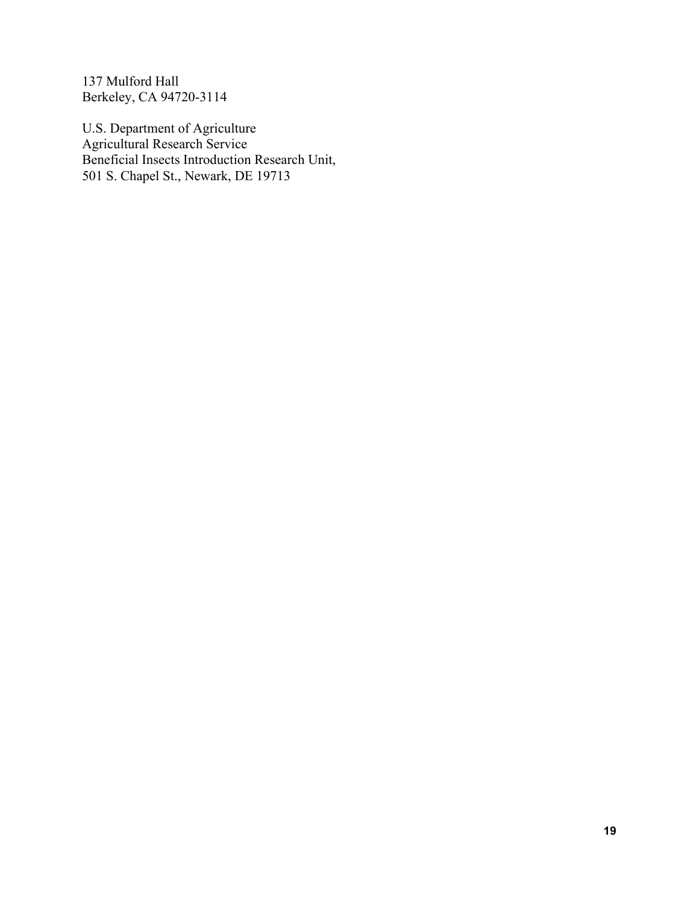137 Mulford Hall  
Berkeley, CA 94720-3114

U.S. Department of Agriculture  
Agricultural Research Service  
Beneficial Insects Introduction Research Unit,  
501 S. Chapel St., Newark, DE 19713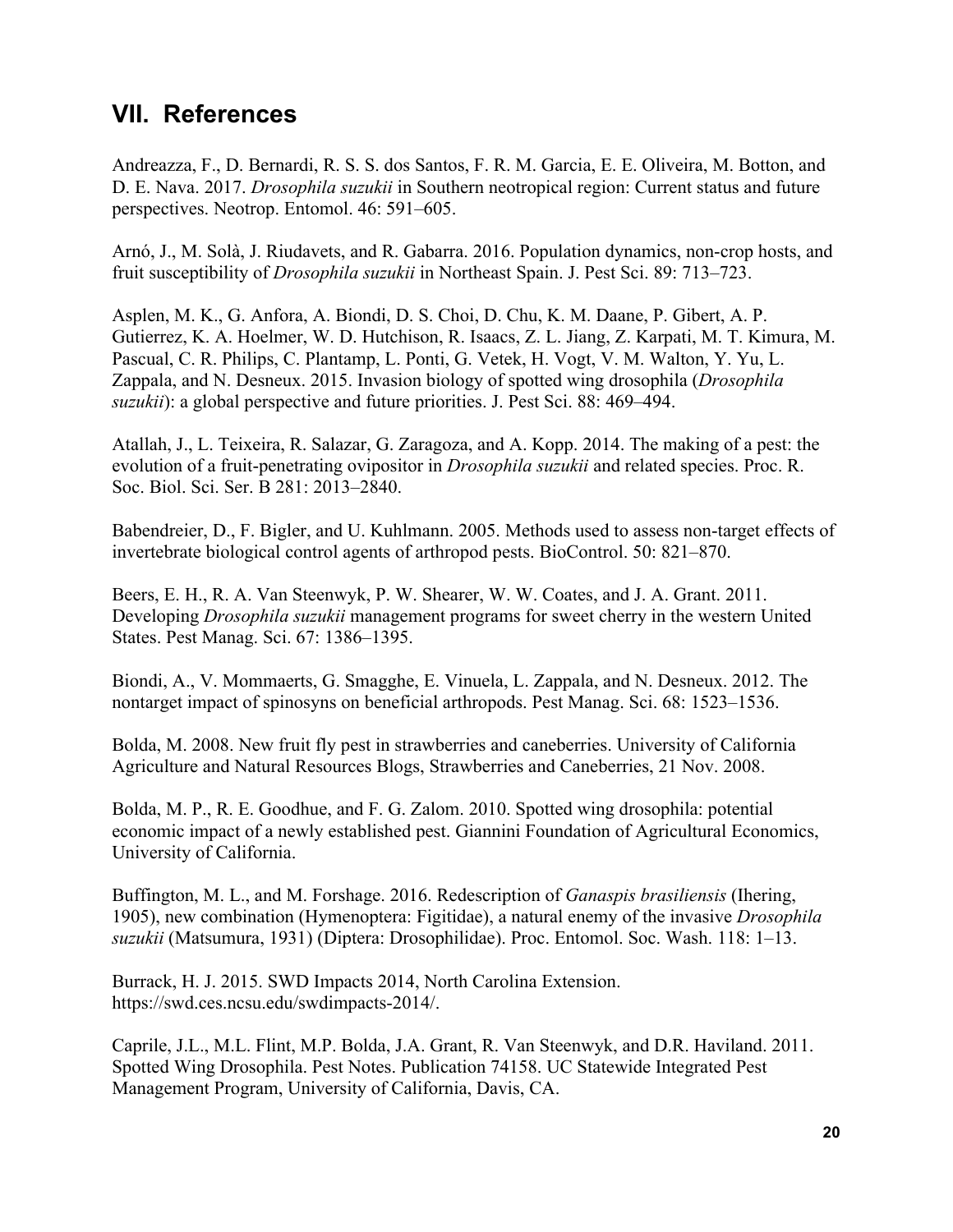## VII. References

Andreazza, F., D. Bernardi, R. S. S. dos Santos, F. R. M. Garcia, E. E. Oliveira, M. Botton, and D. E. Nava. 2017. *Drosophila suzukii* in Southern neotropical region: Current status and future perspectives. Neotrop. Entomol. 46: 591–605.

Arnó, J., M. Solà, J. Riudavets, and R. Gabarra. 2016. Population dynamics, non-crop hosts, and fruit susceptibility of *Drosophila suzukii* in Northeast Spain. J. Pest Sci. 89: 713–723.

Asplen, M. K., G. Anfora, A. Biondi, D. S. Choi, D. Chu, K. M. Daane, P. Gibert, A. P. Gutierrez, K. A. Hoelmer, W. D. Hutchison, R. Isaacs, Z. L. Jiang, Z. Karpati, M. T. Kimura, M. Pascual, C. R. Philips, C. Plantamp, L. Ponti, G. Vetek, H. Vogt, V. M. Walton, Y. Yu, L. Zappala, and N. Desneux. 2015. Invasion biology of spotted wing drosophila (*Drosophila suzukii*): a global perspective and future priorities. J. Pest Sci. 88: 469–494.

Atallah, J., L. Teixeira, R. Salazar, G. Zaragoza, and A. Kopp. 2014. The making of a pest: the evolution of a fruit-penetrating ovipositor in *Drosophila suzukii* and related species. Proc. R. Soc. Biol. Sci. Ser. B 281: 2013–2840.

Babendreier, D., F. Bigler, and U. Kuhlmann. 2005. Methods used to assess non-target effects of invertebrate biological control agents of arthropod pests. BioControl. 50: 821–870.

Beers, E. H., R. A. Van Steenwyk, P. W. Shearer, W. W. Coates, and J. A. Grant. 2011. Developing *Drosophila suzukii* management programs for sweet cherry in the western United States. Pest Manag. Sci. 67: 1386–1395.

Biondi, A., V. Mommaerts, G. Smagghe, E. Vinuela, L. Zappala, and N. Desneux. 2012. The nontarget impact of spinosyns on beneficial arthropods. Pest Manag. Sci. 68: 1523–1536.

Bolda, M. 2008. New fruit fly pest in strawberries and caneberries. University of California Agriculture and Natural Resources Blogs, Strawberries and Caneberries, 21 Nov. 2008.

Bolda, M. P., R. E. Goodhue, and F. G. Zalom. 2010. Spotted wing drosophila: potential economic impact of a newly established pest. Giannini Foundation of Agricultural Economics, University of California.

Buffington, M. L., and M. Forshage. 2016. Redescription of *Ganaspis brasiliensis* (Ihering, 1905), new combination (Hymenoptera: Figitidae), a natural enemy of the invasive *Drosophila suzukii* (Matsumura, 1931) (Diptera: Drosophilidae). Proc. Entomol. Soc. Wash. 118: 1–13.

Burrack, H. J. 2015. SWD Impacts 2014, North Carolina Extension. https://swd.ces.ncsu.edu/swdimpacts-2014/.

Caprile, J.L., M.L. Flint, M.P. Bolda, J.A. Grant, R. Van Steenwyk, and D.R. Haviland. 2011. Spotted Wing Drosophila. Pest Notes. Publication 74158. UC Statewide Integrated Pest Management Program, University of California, Davis, CA.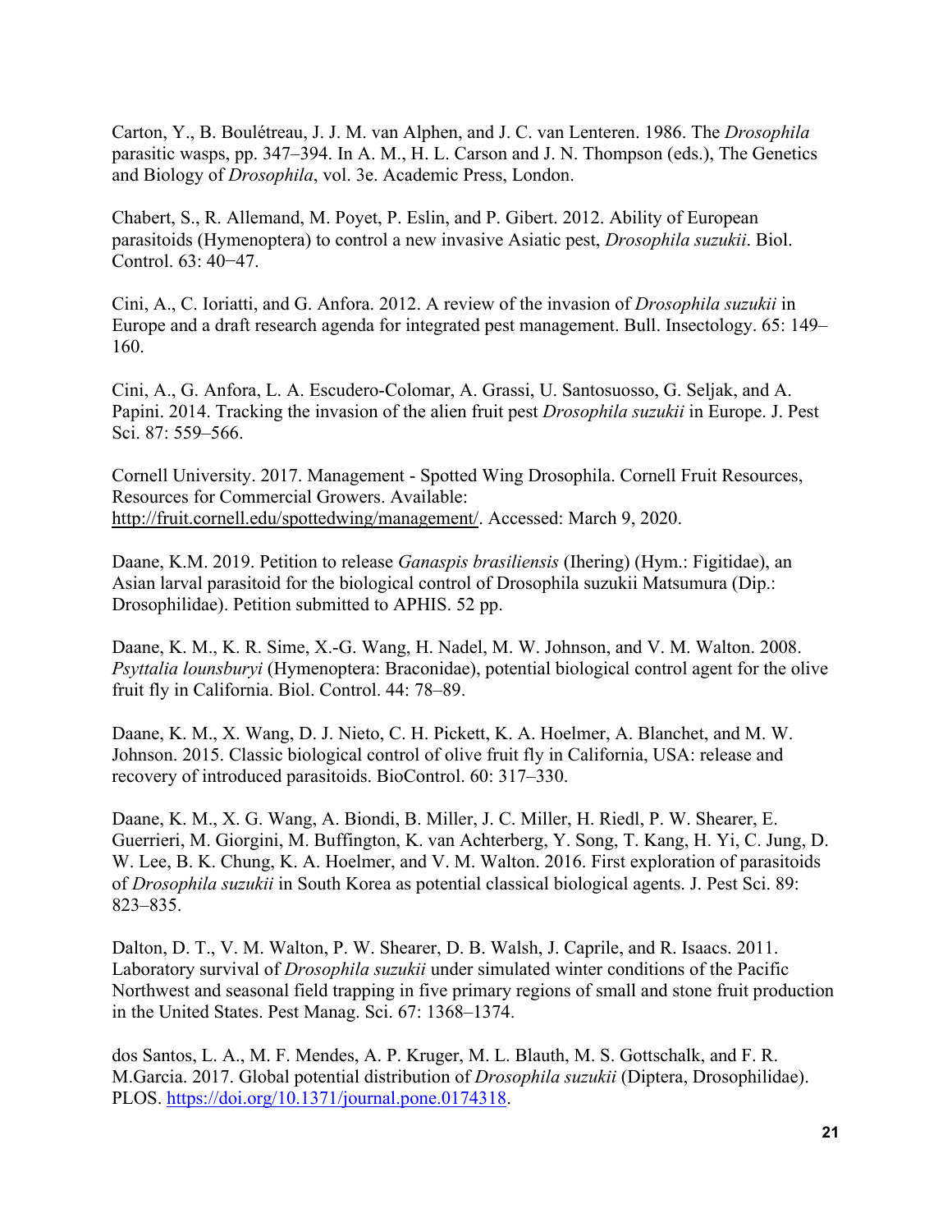Carton, Y., B. Boulétreau, J. J. M. van Alphen, and J. C. van Lenteren. 1986. The *Drosophila* parasitic wasps, pp. 347–394. In A. M., H. L. Carson and J. N. Thompson (eds.), The Genetics and Biology of *Drosophila*, vol. 3e. Academic Press, London.

Chabert, S., R. Allemand, M. Poyet, P. Eslin, and P. Gibert. 2012. Ability of European parasitoids (Hymenoptera) to control a new invasive Asiatic pest, *Drosophila suzukii*. Biol. Control. 63: 40−47.

Cini, A., C. Ioriatti, and G. Anfora. 2012. A review of the invasion of *Drosophila suzukii* in Europe and a draft research agenda for integrated pest management. Bull. Insectology. 65: 149–160.

Cini, A., G. Anfora, L. A. Escudero-Colomar, A. Grassi, U. Santosuosso, G. Seljak, and A. Papini. 2014. Tracking the invasion of the alien fruit pest *Drosophila suzukii* in Europe. J. Pest Sci. 87: 559–566.

Cornell University. 2017. Management - Spotted Wing Drosophila. Cornell Fruit Resources, Resources for Commercial Growers. Available: http://fruit.cornell.edu/spottedwing/management/. Accessed: March 9, 2020.

Daane, K.M. 2019. Petition to release *Ganaspis brasiliensis* (Ihering) (Hym.: Figitidae), an Asian larval parasitoid for the biological control of Drosophila suzukii Matsumura (Dip.: Drosophilidae). Petition submitted to APHIS. 52 pp.

Daane, K. M., K. R. Sime, X.-G. Wang, H. Nadel, M. W. Johnson, and V. M. Walton. 2008. *Psyttalia lounsburyi* (Hymenoptera: Braconidae), potential biological control agent for the olive fruit fly in California. Biol. Control. 44: 78–89.

Daane, K. M., X. Wang, D. J. Nieto, C. H. Pickett, K. A. Hoelmer, A. Blanchet, and M. W. Johnson. 2015. Classic biological control of olive fruit fly in California, USA: release and recovery of introduced parasitoids. BioControl. 60: 317–330.

Daane, K. M., X. G. Wang, A. Biondi, B. Miller, J. C. Miller, H. Riedl, P. W. Shearer, E. Guerrieri, M. Giorgini, M. Buffington, K. van Achterberg, Y. Song, T. Kang, H. Yi, C. Jung, D. W. Lee, B. K. Chung, K. A. Hoelmer, and V. M. Walton. 2016. First exploration of parasitoids of *Drosophila suzukii* in South Korea as potential classical biological agents. J. Pest Sci. 89: 823–835.

Dalton, D. T., V. M. Walton, P. W. Shearer, D. B. Walsh, J. Caprile, and R. Isaacs. 2011. Laboratory survival of *Drosophila suzukii* under simulated winter conditions of the Pacific Northwest and seasonal field trapping in five primary regions of small and stone fruit production in the United States. Pest Manag. Sci. 67: 1368–1374.

dos Santos, L. A., M. F. Mendes, A. P. Kruger, M. L. Blauth, M. S. Gottschalk, and F. R. M.Garcia. 2017. Global potential distribution of *Drosophila suzukii* (Diptera, Drosophilidae). PLOS. https://doi.org/10.1371/journal.pone.0174318.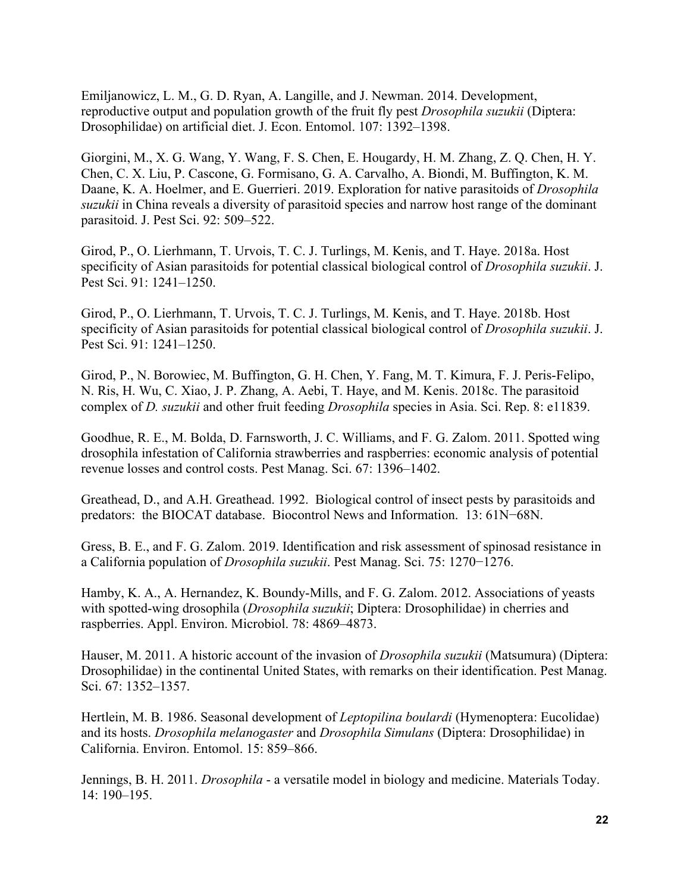Emiljanowicz, L. M., G. D. Ryan, A. Langille, and J. Newman. 2014. Development, reproductive output and population growth of the fruit fly pest *Drosophila suzukii* (Diptera: Drosophilidae) on artificial diet. J. Econ. Entomol. 107: 1392–1398.

Giorgini, M., X. G. Wang, Y. Wang, F. S. Chen, E. Hougardy, H. M. Zhang, Z. Q. Chen, H. Y. Chen, C. X. Liu, P. Cascone, G. Formisano, G. A. Carvalho, A. Biondi, M. Buffington, K. M. Daane, K. A. Hoelmer, and E. Guerrieri. 2019. Exploration for native parasitoids of *Drosophila suzukii* in China reveals a diversity of parasitoid species and narrow host range of the dominant parasitoid. J. Pest Sci. 92: 509–522.

Girod, P., O. Lierhmann, T. Urvois, T. C. J. Turlings, M. Kenis, and T. Haye. 2018a. Host specificity of Asian parasitoids for potential classical biological control of *Drosophila suzukii*. J. Pest Sci. 91: 1241–1250.

Girod, P., O. Lierhmann, T. Urvois, T. C. J. Turlings, M. Kenis, and T. Haye. 2018b. Host specificity of Asian parasitoids for potential classical biological control of *Drosophila suzukii*. J. Pest Sci. 91: 1241–1250.

Girod, P., N. Borowiec, M. Buffington, G. H. Chen, Y. Fang, M. T. Kimura, F. J. Peris-Felipo, N. Ris, H. Wu, C. Xiao, J. P. Zhang, A. Aebi, T. Haye, and M. Kenis. 2018c. The parasitoid complex of *D. suzukii* and other fruit feeding *Drosophila* species in Asia. Sci. Rep. 8: e11839.

Goodhue, R. E., M. Bolda, D. Farnsworth, J. C. Williams, and F. G. Zalom. 2011. Spotted wing drosophila infestation of California strawberries and raspberries: economic analysis of potential revenue losses and control costs. Pest Manag. Sci. 67: 1396–1402.

Greathead, D., and A.H. Greathead. 1992. Biological control of insect pests by parasitoids and predators: the BIOCAT database. Biocontrol News and Information. 13: 61N−68N.

Gress, B. E., and F. G. Zalom. 2019. Identification and risk assessment of spinosad resistance in a California population of *Drosophila suzukii*. Pest Manag. Sci. 75: 1270−1276.

Hamby, K. A., A. Hernandez, K. Boundy-Mills, and F. G. Zalom. 2012. Associations of yeasts with spotted-wing drosophila (*Drosophila suzukii*; Diptera: Drosophilidae) in cherries and raspberries. Appl. Environ. Microbiol. 78: 4869–4873.

Hauser, M. 2011. A historic account of the invasion of *Drosophila suzukii* (Matsumura) (Diptera: Drosophilidae) in the continental United States, with remarks on their identification. Pest Manag. Sci. 67: 1352–1357.

Hertlein, M. B. 1986. Seasonal development of *Leptopilina boulardi* (Hymenoptera: Eucolidae) and its hosts. *Drosophila melanogaster* and *Drosophila Simulans* (Diptera: Drosophilidae) in California. Environ. Entomol. 15: 859–866.

Jennings, B. H. 2011. *Drosophila* - a versatile model in biology and medicine. Materials Today. 14: 190–195.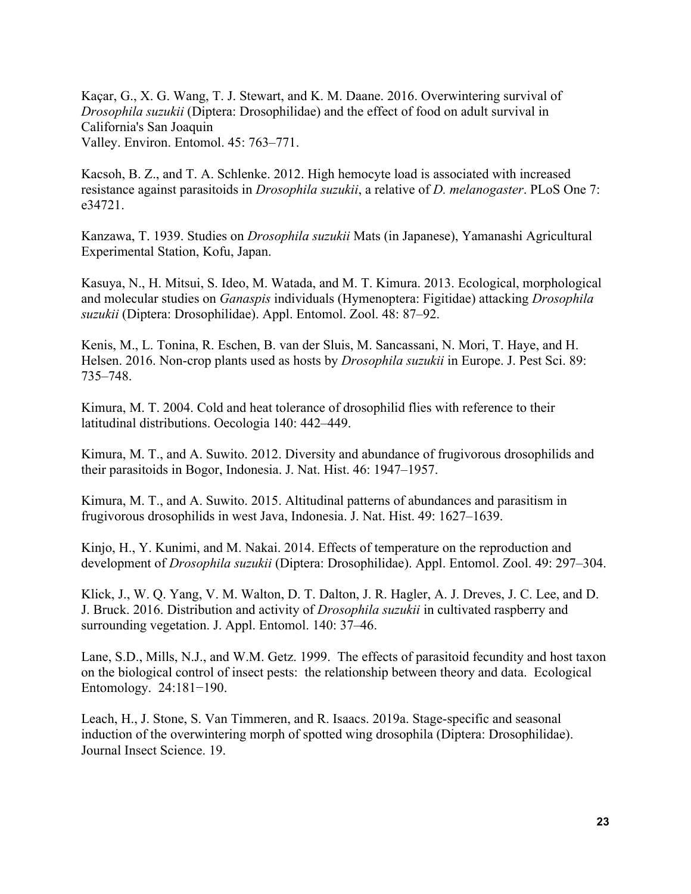Kaçar, G., X. G. Wang, T. J. Stewart, and K. M. Daane. 2016. Overwintering survival of *Drosophila suzukii* (Diptera: Drosophilidae) and the effect of food on adult survival in California's San Joaquin
Valley. Environ. Entomol. 45: 763–771.

Kacsoh, B. Z., and T. A. Schlenke. 2012. High hemocyte load is associated with increased resistance against parasitoids in *Drosophila suzukii*, a relative of *D. melanogaster*. PLoS One 7: e34721.

Kanzawa, T. 1939. Studies on *Drosophila suzukii* Mats (in Japanese), Yamanashi Agricultural Experimental Station, Kofu, Japan.

Kasuya, N., H. Mitsui, S. Ideo, M. Watada, and M. T. Kimura. 2013. Ecological, morphological and molecular studies on *Ganaspis* individuals (Hymenoptera: Figitidae) attacking *Drosophila suzukii* (Diptera: Drosophilidae). Appl. Entomol. Zool. 48: 87–92.

Kenis, M., L. Tonina, R. Eschen, B. van der Sluis, M. Sancassani, N. Mori, T. Haye, and H. Helsen. 2016. Non-crop plants used as hosts by *Drosophila suzukii* in Europe. J. Pest Sci. 89: 735–748.

Kimura, M. T. 2004. Cold and heat tolerance of drosophilid flies with reference to their latitudinal distributions. Oecologia 140: 442–449.

Kimura, M. T., and A. Suwito. 2012. Diversity and abundance of frugivorous drosophilids and their parasitoids in Bogor, Indonesia. J. Nat. Hist. 46: 1947–1957.

Kimura, M. T., and A. Suwito. 2015. Altitudinal patterns of abundances and parasitism in frugivorous drosophilids in west Java, Indonesia. J. Nat. Hist. 49: 1627–1639.

Kinjo, H., Y. Kunimi, and M. Nakai. 2014. Effects of temperature on the reproduction and development of *Drosophila suzukii* (Diptera: Drosophilidae). Appl. Entomol. Zool. 49: 297–304.

Klick, J., W. Q. Yang, V. M. Walton, D. T. Dalton, J. R. Hagler, A. J. Dreves, J. C. Lee, and D. J. Bruck. 2016. Distribution and activity of *Drosophila suzukii* in cultivated raspberry and surrounding vegetation. J. Appl. Entomol. 140: 37–46.

Lane, S.D., Mills, N.J., and W.M. Getz. 1999. The effects of parasitoid fecundity and host taxon on the biological control of insect pests: the relationship between theory and data. Ecological Entomology. 24:181−190.

Leach, H., J. Stone, S. Van Timmeren, and R. Isaacs. 2019a. Stage-specific and seasonal induction of the overwintering morph of spotted wing drosophila (Diptera: Drosophilidae). Journal Insect Science. 19.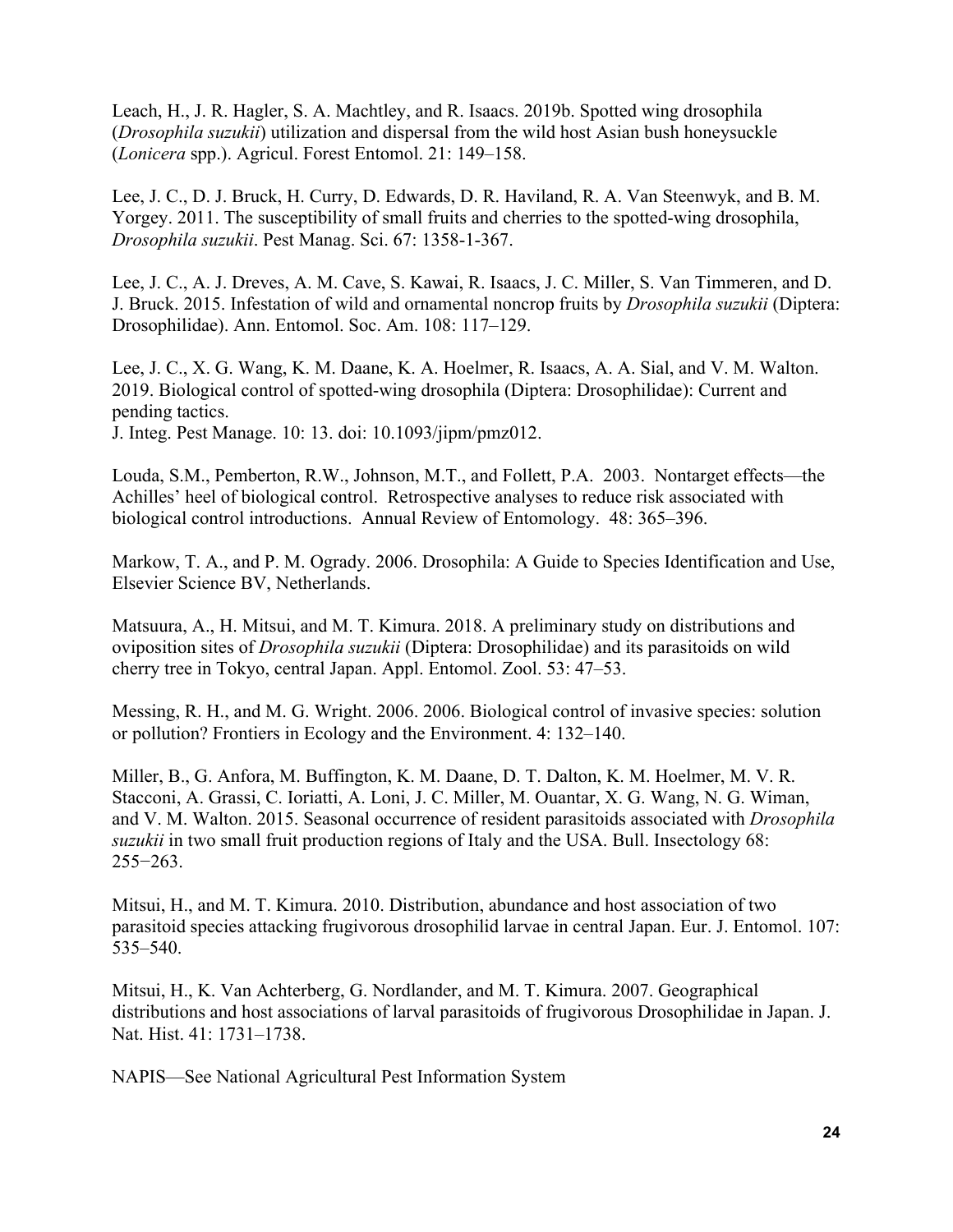Leach, H., J. R. Hagler, S. A. Machtley, and R. Isaacs. 2019b. Spotted wing drosophila (*Drosophila suzukii*) utilization and dispersal from the wild host Asian bush honeysuckle (*Lonicera* spp.). Agricul. Forest Entomol. 21: 149–158.

Lee, J. C., D. J. Bruck, H. Curry, D. Edwards, D. R. Haviland, R. A. Van Steenwyk, and B. M. Yorgey. 2011. The susceptibility of small fruits and cherries to the spotted-wing drosophila, *Drosophila suzukii*. Pest Manag. Sci. 67: 1358-1-367.

Lee, J. C., A. J. Dreves, A. M. Cave, S. Kawai, R. Isaacs, J. C. Miller, S. Van Timmeren, and D. J. Bruck. 2015. Infestation of wild and ornamental noncrop fruits by *Drosophila suzukii* (Diptera: Drosophilidae). Ann. Entomol. Soc. Am. 108: 117–129.

Lee, J. C., X. G. Wang, K. M. Daane, K. A. Hoelmer, R. Isaacs, A. A. Sial, and V. M. Walton. 2019. Biological control of spotted-wing drosophila (Diptera: Drosophilidae): Current and pending tactics.
J. Integ. Pest Manage. 10: 13. doi: 10.1093/jipm/pmz012.

Louda, S.M., Pemberton, R.W., Johnson, M.T., and Follett, P.A. 2003. Nontarget effects—the Achilles' heel of biological control. Retrospective analyses to reduce risk associated with biological control introductions. Annual Review of Entomology. 48: 365–396.

Markow, T. A., and P. M. Ogrady. 2006. Drosophila: A Guide to Species Identification and Use, Elsevier Science BV, Netherlands.

Matsuura, A., H. Mitsui, and M. T. Kimura. 2018. A preliminary study on distributions and oviposition sites of *Drosophila suzukii* (Diptera: Drosophilidae) and its parasitoids on wild cherry tree in Tokyo, central Japan. Appl. Entomol. Zool. 53: 47–53.

Messing, R. H., and M. G. Wright. 2006. 2006. Biological control of invasive species: solution or pollution? Frontiers in Ecology and the Environment. 4: 132–140.

Miller, B., G. Anfora, M. Buffington, K. M. Daane, D. T. Dalton, K. M. Hoelmer, M. V. R. Stacconi, A. Grassi, C. Ioriatti, A. Loni, J. C. Miller, M. Ouantar, X. G. Wang, N. G. Wiman, and V. M. Walton. 2015. Seasonal occurrence of resident parasitoids associated with *Drosophila suzukii* in two small fruit production regions of Italy and the USA. Bull. Insectology 68: 255−263.

Mitsui, H., and M. T. Kimura. 2010. Distribution, abundance and host association of two parasitoid species attacking frugivorous drosophilid larvae in central Japan. Eur. J. Entomol. 107: 535–540.

Mitsui, H., K. Van Achterberg, G. Nordlander, and M. T. Kimura. 2007. Geographical distributions and host associations of larval parasitoids of frugivorous Drosophilidae in Japan. J. Nat. Hist. 41: 1731–1738.

NAPIS—See National Agricultural Pest Information System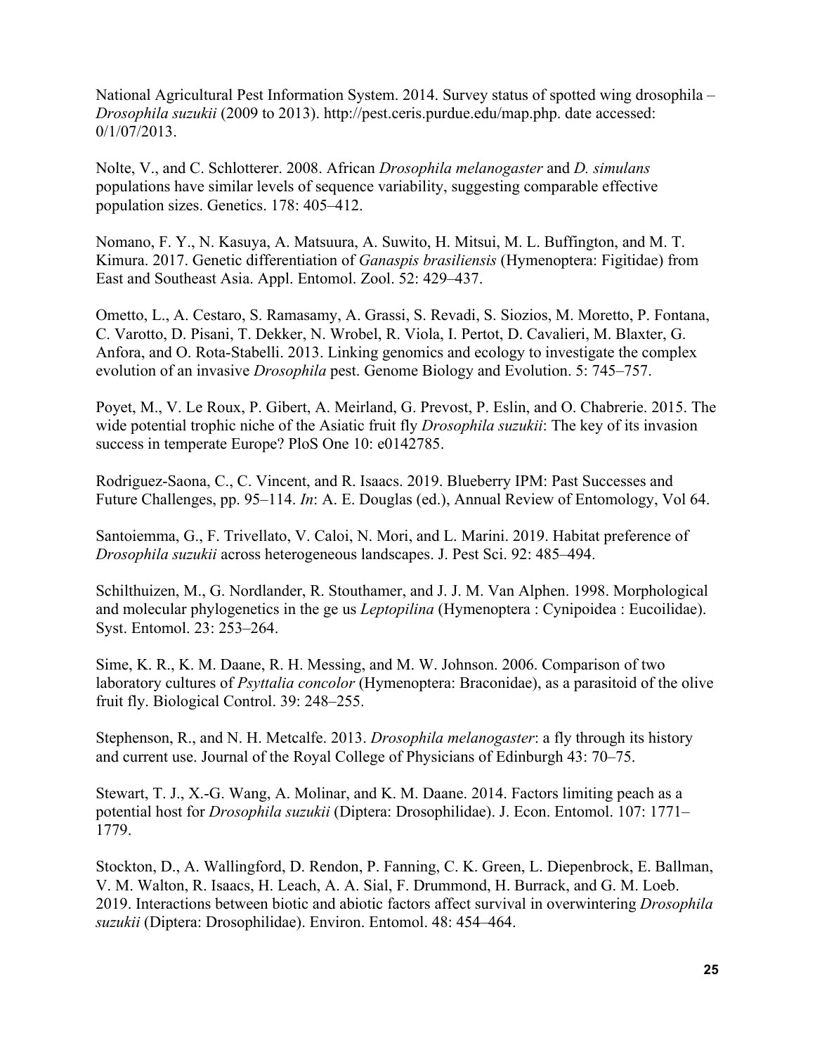National Agricultural Pest Information System. 2014. Survey status of spotted wing drosophila – *Drosophila suzukii* (2009 to 2013). http://pest.ceris.purdue.edu/map.php. date accessed: 0/1/07/2013.

Nolte, V., and C. Schlotterer. 2008. African *Drosophila melanogaster* and *D. simulans* populations have similar levels of sequence variability, suggesting comparable effective population sizes. Genetics. 178: 405–412.

Nomano, F. Y., N. Kasuya, A. Matsuura, A. Suwito, H. Mitsui, M. L. Buffington, and M. T. Kimura. 2017. Genetic differentiation of *Ganaspis brasiliensis* (Hymenoptera: Figitidae) from East and Southeast Asia. Appl. Entomol. Zool. 52: 429–437.

Ometto, L., A. Cestaro, S. Ramasamy, A. Grassi, S. Revadi, S. Siozios, M. Moretto, P. Fontana, C. Varotto, D. Pisani, T. Dekker, N. Wrobel, R. Viola, I. Pertot, D. Cavalieri, M. Blaxter, G. Anfora, and O. Rota-Stabelli. 2013. Linking genomics and ecology to investigate the complex evolution of an invasive *Drosophila* pest. Genome Biology and Evolution. 5: 745–757.

Poyet, M., V. Le Roux, P. Gibert, A. Meirland, G. Prevost, P. Eslin, and O. Chabrerie. 2015. The wide potential trophic niche of the Asiatic fruit fly *Drosophila suzukii*: The key of its invasion success in temperate Europe? PloS One 10: e0142785.

Rodriguez-Saona, C., C. Vincent, and R. Isaacs. 2019. Blueberry IPM: Past Successes and Future Challenges, pp. 95–114. *In*: A. E. Douglas (ed.), Annual Review of Entomology, Vol 64.

Santoiemma, G., F. Trivellato, V. Caloi, N. Mori, and L. Marini. 2019. Habitat preference of *Drosophila suzukii* across heterogeneous landscapes. J. Pest Sci. 92: 485–494.

Schilthuizen, M., G. Nordlander, R. Stouthamer, and J. J. M. Van Alphen. 1998. Morphological and molecular phylogenetics in the ge us *Leptopilina* (Hymenoptera : Cynipoidea : Eucoilidae). Syst. Entomol. 23: 253–264.

Sime, K. R., K. M. Daane, R. H. Messing, and M. W. Johnson. 2006. Comparison of two laboratory cultures of *Psyttalia concolor* (Hymenoptera: Braconidae), as a parasitoid of the olive fruit fly. Biological Control. 39: 248–255.

Stephenson, R., and N. H. Metcalfe. 2013. *Drosophila melanogaster*: a fly through its history and current use. Journal of the Royal College of Physicians of Edinburgh 43: 70–75.

Stewart, T. J., X.-G. Wang, A. Molinar, and K. M. Daane. 2014. Factors limiting peach as a potential host for *Drosophila suzukii* (Diptera: Drosophilidae). J. Econ. Entomol. 107: 1771–1779.

Stockton, D., A. Wallingford, D. Rendon, P. Fanning, C. K. Green, L. Diepenbrock, E. Ballman, V. M. Walton, R. Isaacs, H. Leach, A. A. Sial, F. Drummond, H. Burrack, and G. M. Loeb. 2019. Interactions between biotic and abiotic factors affect survival in overwintering *Drosophila suzukii* (Diptera: Drosophilidae). Environ. Entomol. 48: 454–464.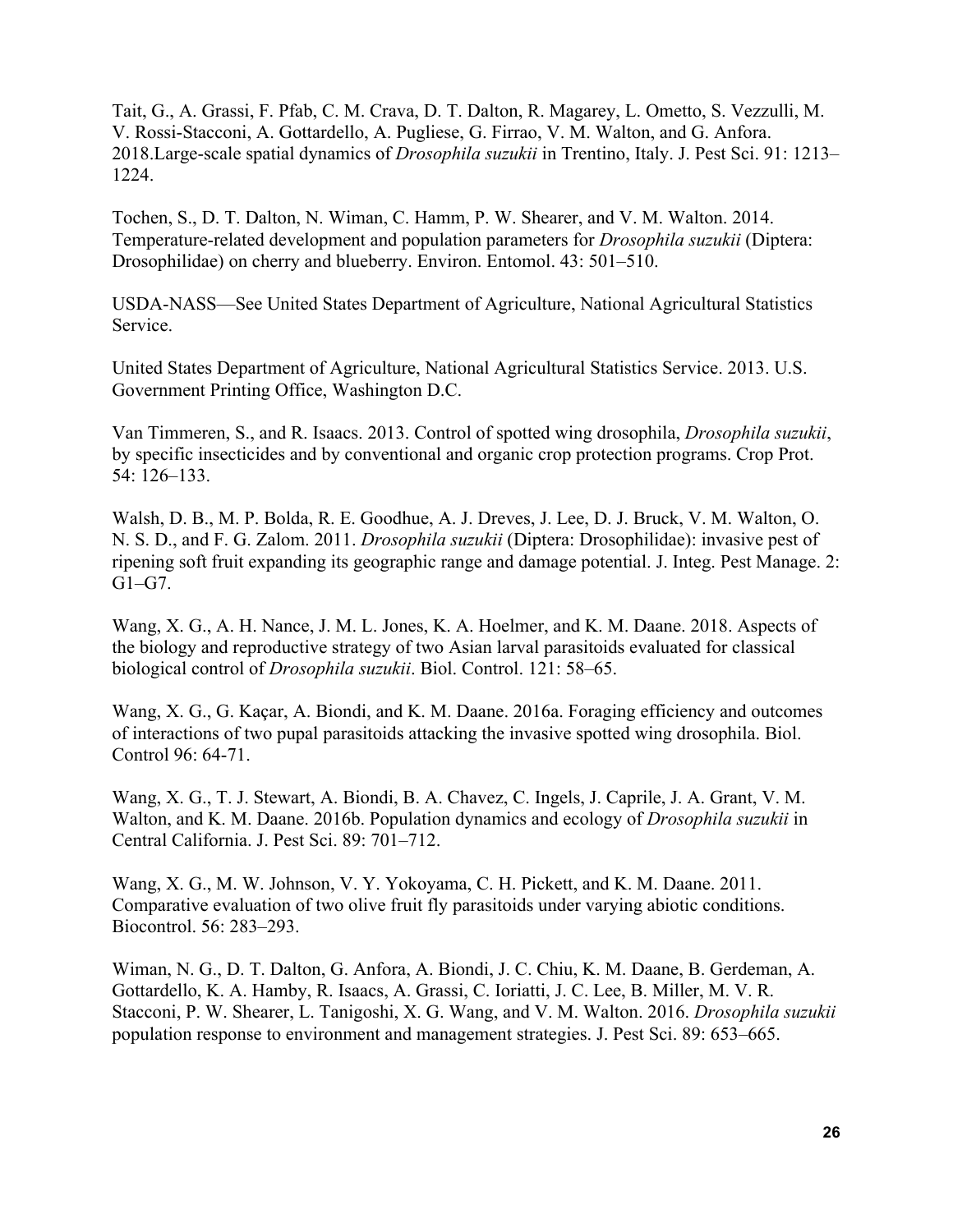Tait, G., A. Grassi, F. Pfab, C. M. Crava, D. T. Dalton, R. Magarey, L. Ometto, S. Vezzulli, M. V. Rossi-Stacconi, A. Gottardello, A. Pugliese, G. Firrao, V. M. Walton, and G. Anfora. 2018.Large-scale spatial dynamics of *Drosophila suzukii* in Trentino, Italy. J. Pest Sci. 91: 1213–1224.

Tochen, S., D. T. Dalton, N. Wiman, C. Hamm, P. W. Shearer, and V. M. Walton. 2014. Temperature-related development and population parameters for *Drosophila suzukii* (Diptera: Drosophilidae) on cherry and blueberry. Environ. Entomol. 43: 501–510.

USDA-NASS—See United States Department of Agriculture, National Agricultural Statistics Service.

United States Department of Agriculture, National Agricultural Statistics Service. 2013. U.S. Government Printing Office, Washington D.C.

Van Timmeren, S., and R. Isaacs. 2013. Control of spotted wing drosophila, *Drosophila suzukii*, by specific insecticides and by conventional and organic crop protection programs. Crop Prot. 54: 126–133.

Walsh, D. B., M. P. Bolda, R. E. Goodhue, A. J. Dreves, J. Lee, D. J. Bruck, V. M. Walton, O. N. S. D., and F. G. Zalom. 2011. *Drosophila suzukii* (Diptera: Drosophilidae): invasive pest of ripening soft fruit expanding its geographic range and damage potential. J. Integ. Pest Manage. 2: G1–G7.

Wang, X. G., A. H. Nance, J. M. L. Jones, K. A. Hoelmer, and K. M. Daane. 2018. Aspects of the biology and reproductive strategy of two Asian larval parasitoids evaluated for classical biological control of *Drosophila suzukii*. Biol. Control. 121: 58–65.

Wang, X. G., G. Kaçar, A. Biondi, and K. M. Daane. 2016a. Foraging efficiency and outcomes of interactions of two pupal parasitoids attacking the invasive spotted wing drosophila. Biol. Control 96: 64-71.

Wang, X. G., T. J. Stewart, A. Biondi, B. A. Chavez, C. Ingels, J. Caprile, J. A. Grant, V. M. Walton, and K. M. Daane. 2016b. Population dynamics and ecology of *Drosophila suzukii* in Central California. J. Pest Sci. 89: 701–712.

Wang, X. G., M. W. Johnson, V. Y. Yokoyama, C. H. Pickett, and K. M. Daane. 2011. Comparative evaluation of two olive fruit fly parasitoids under varying abiotic conditions. Biocontrol. 56: 283–293.

Wiman, N. G., D. T. Dalton, G. Anfora, A. Biondi, J. C. Chiu, K. M. Daane, B. Gerdeman, A. Gottardello, K. A. Hamby, R. Isaacs, A. Grassi, C. Ioriatti, J. C. Lee, B. Miller, M. V. R. Stacconi, P. W. Shearer, L. Tanigoshi, X. G. Wang, and V. M. Walton. 2016. *Drosophila suzukii* population response to environment and management strategies. J. Pest Sci. 89: 653–665.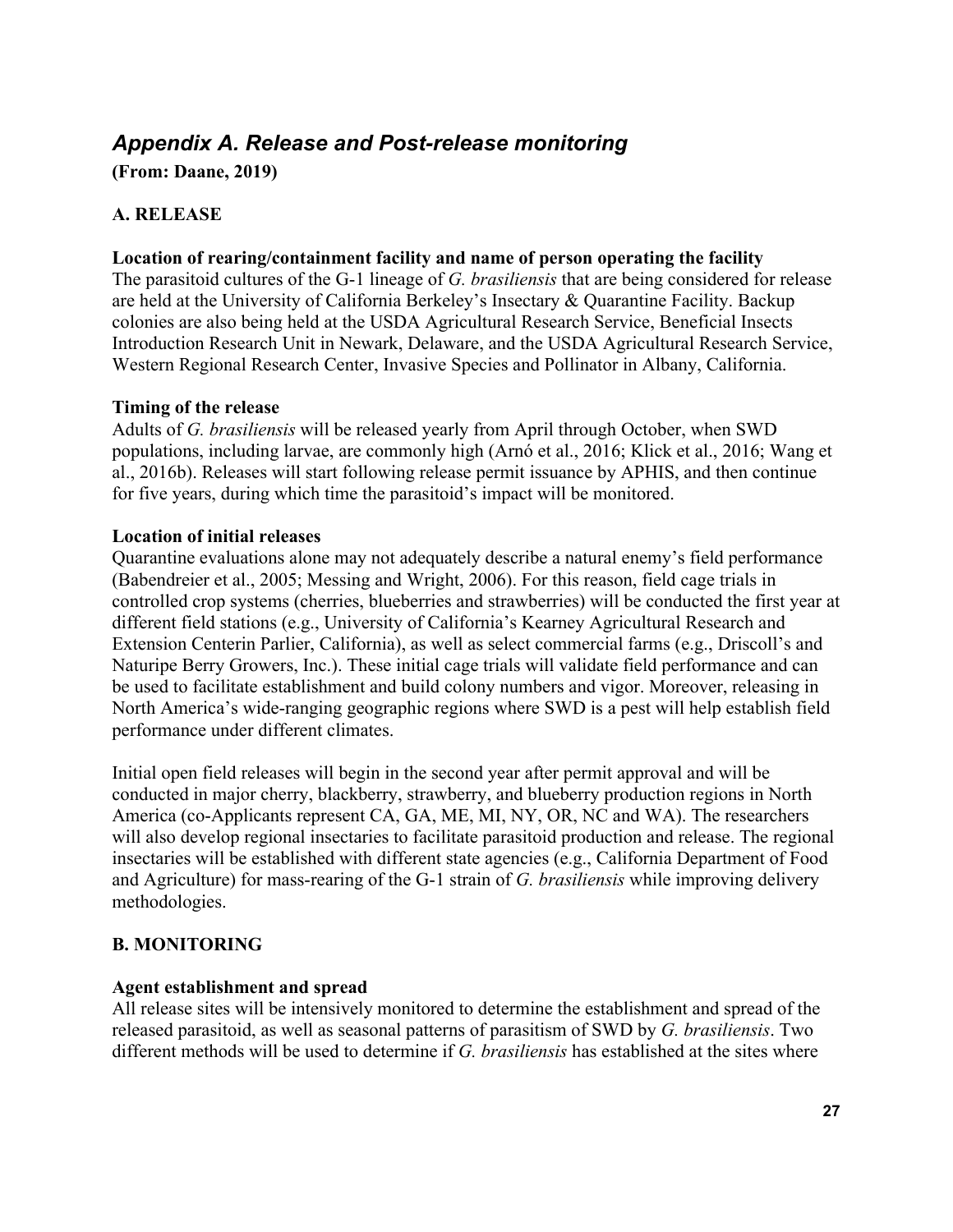## *Appendix A. Release and Post-release monitoring*

**(From: Daane, 2019)**

### A. RELEASE

**Location of rearing/containment facility and name of person operating the facility**

The parasitoid cultures of the G-1 lineage of *G. brasiliensis* that are being considered for release are held at the University of California Berkeley's Insectary & Quarantine Facility. Backup colonies are also being held at the USDA Agricultural Research Service, Beneficial Insects Introduction Research Unit in Newark, Delaware, and the USDA Agricultural Research Service, Western Regional Research Center, Invasive Species and Pollinator in Albany, California.

**Timing of the release**

Adults of *G. brasiliensis* will be released yearly from April through October, when SWD populations, including larvae, are commonly high (Arnó et al., 2016; Klick et al., 2016; Wang et al., 2016b). Releases will start following release permit issuance by APHIS, and then continue for five years, during which time the parasitoid's impact will be monitored.

**Location of initial releases**

Quarantine evaluations alone may not adequately describe a natural enemy's field performance (Babendreier et al., 2005; Messing and Wright, 2006). For this reason, field cage trials in controlled crop systems (cherries, blueberries and strawberries) will be conducted the first year at different field stations (e.g., University of California's Kearney Agricultural Research and Extension Centerin Parlier, California), as well as select commercial farms (e.g., Driscoll's and Naturipe Berry Growers, Inc.). These initial cage trials will validate field performance and can be used to facilitate establishment and build colony numbers and vigor. Moreover, releasing in North America's wide-ranging geographic regions where SWD is a pest will help establish field performance under different climates.

Initial open field releases will begin in the second year after permit approval and will be conducted in major cherry, blackberry, strawberry, and blueberry production regions in North America (co-Applicants represent CA, GA, ME, MI, NY, OR, NC and WA). The researchers will also develop regional insectaries to facilitate parasitoid production and release. The regional insectaries will be established with different state agencies (e.g., California Department of Food and Agriculture) for mass-rearing of the G-1 strain of *G. brasiliensis* while improving delivery methodologies.

### B. MONITORING

**Agent establishment and spread**

All release sites will be intensively monitored to determine the establishment and spread of the released parasitoid, as well as seasonal patterns of parasitism of SWD by *G. brasiliensis*. Two different methods will be used to determine if *G. brasiliensis* has established at the sites where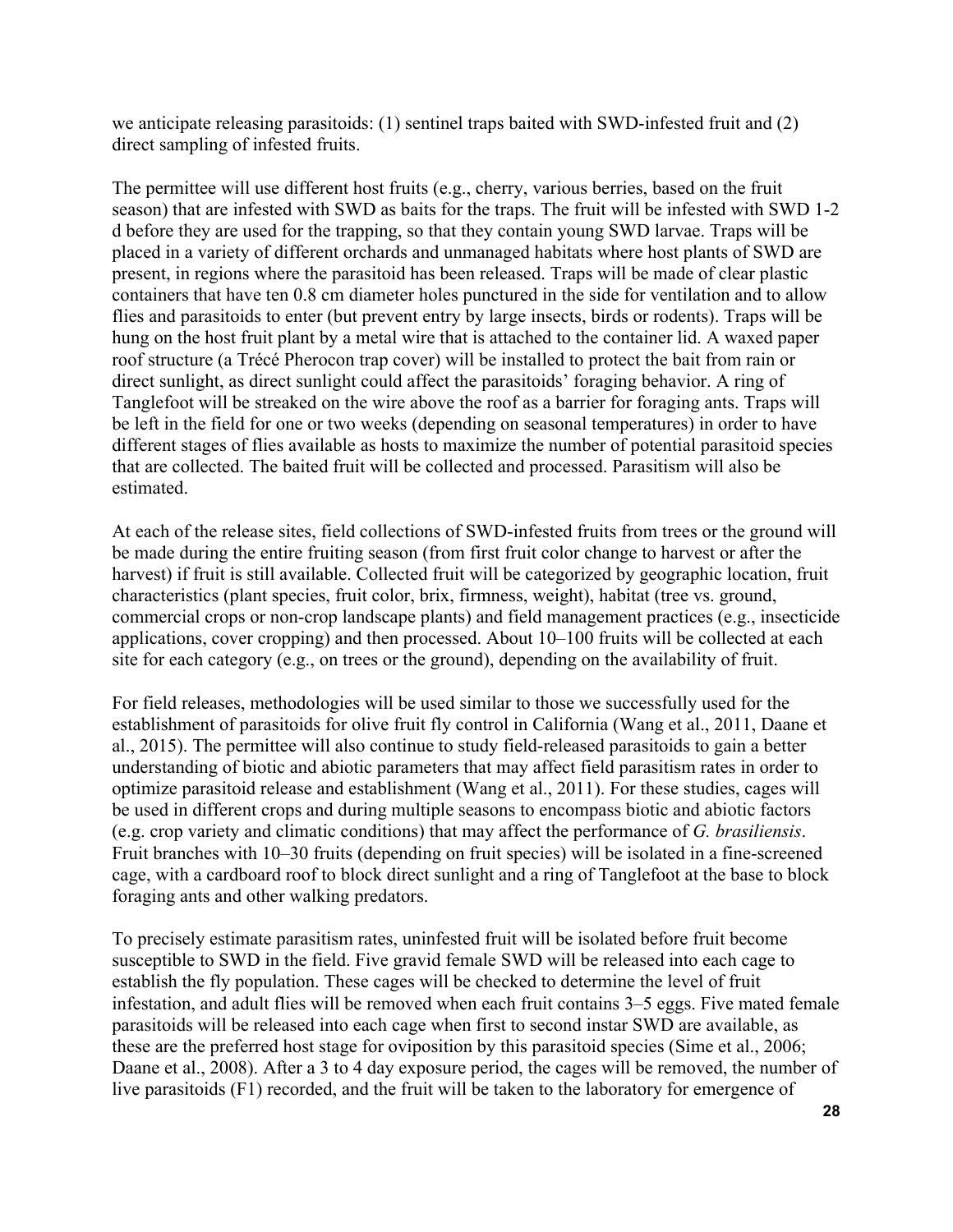we anticipate releasing parasitoids: (1) sentinel traps baited with SWD-infested fruit and (2) direct sampling of infested fruits.

The permittee will use different host fruits (e.g., cherry, various berries, based on the fruit season) that are infested with SWD as baits for the traps. The fruit will be infested with SWD 1-2 d before they are used for the trapping, so that they contain young SWD larvae. Traps will be placed in a variety of different orchards and unmanaged habitats where host plants of SWD are present, in regions where the parasitoid has been released. Traps will be made of clear plastic containers that have ten 0.8 cm diameter holes punctured in the side for ventilation and to allow flies and parasitoids to enter (but prevent entry by large insects, birds or rodents). Traps will be hung on the host fruit plant by a metal wire that is attached to the container lid. A waxed paper roof structure (a Trécé Pherocon trap cover) will be installed to protect the bait from rain or direct sunlight, as direct sunlight could affect the parasitoids' foraging behavior. A ring of Tanglefoot will be streaked on the wire above the roof as a barrier for foraging ants. Traps will be left in the field for one or two weeks (depending on seasonal temperatures) in order to have different stages of flies available as hosts to maximize the number of potential parasitoid species that are collected. The baited fruit will be collected and processed. Parasitism will also be estimated.

At each of the release sites, field collections of SWD-infested fruits from trees or the ground will be made during the entire fruiting season (from first fruit color change to harvest or after the harvest) if fruit is still available. Collected fruit will be categorized by geographic location, fruit characteristics (plant species, fruit color, brix, firmness, weight), habitat (tree vs. ground, commercial crops or non-crop landscape plants) and field management practices (e.g., insecticide applications, cover cropping) and then processed. About 10–100 fruits will be collected at each site for each category (e.g., on trees or the ground), depending on the availability of fruit.

For field releases, methodologies will be used similar to those we successfully used for the establishment of parasitoids for olive fruit fly control in California (Wang et al., 2011, Daane et al., 2015). The permittee will also continue to study field-released parasitoids to gain a better understanding of biotic and abiotic parameters that may affect field parasitism rates in order to optimize parasitoid release and establishment (Wang et al., 2011). For these studies, cages will be used in different crops and during multiple seasons to encompass biotic and abiotic factors (e.g. crop variety and climatic conditions) that may affect the performance of *G. brasiliensis*. Fruit branches with 10–30 fruits (depending on fruit species) will be isolated in a fine-screened cage, with a cardboard roof to block direct sunlight and a ring of Tanglefoot at the base to block foraging ants and other walking predators.

To precisely estimate parasitism rates, uninfested fruit will be isolated before fruit become susceptible to SWD in the field. Five gravid female SWD will be released into each cage to establish the fly population. These cages will be checked to determine the level of fruit infestation, and adult flies will be removed when each fruit contains 3–5 eggs. Five mated female parasitoids will be released into each cage when first to second instar SWD are available, as these are the preferred host stage for oviposition by this parasitoid species (Sime et al., 2006; Daane et al., 2008). After a 3 to 4 day exposure period, the cages will be removed, the number of live parasitoids (F1) recorded, and the fruit will be taken to the laboratory for emergence of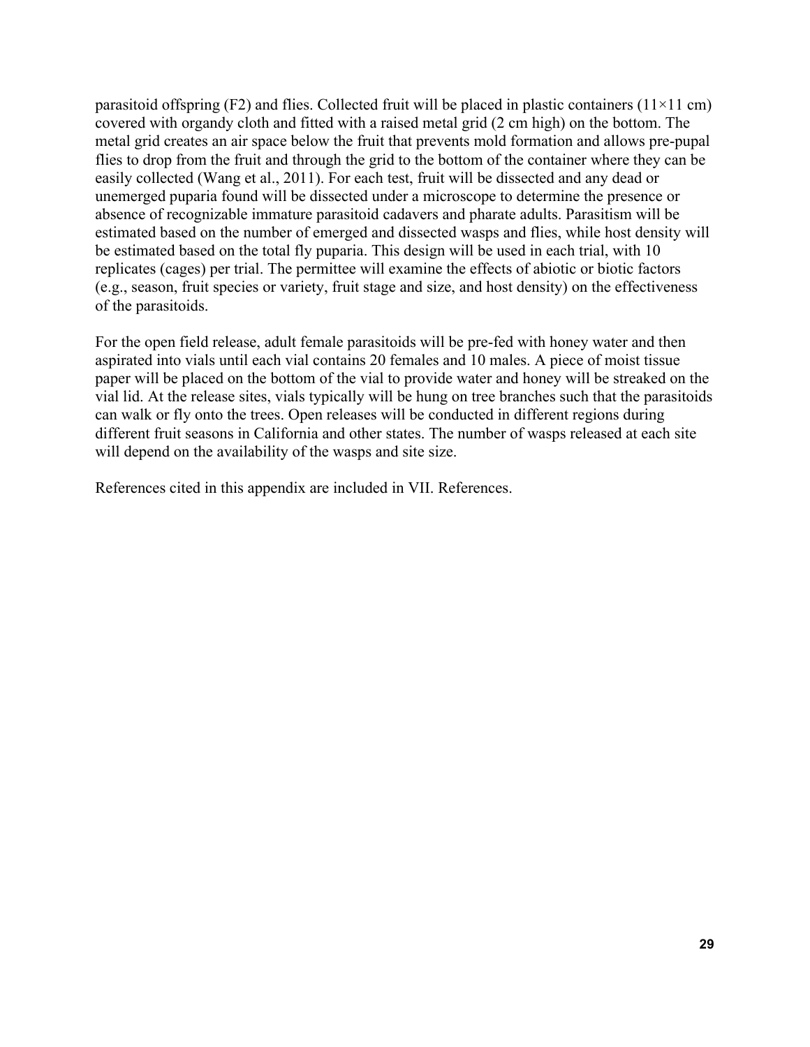parasitoid offspring (F2) and flies. Collected fruit will be placed in plastic containers (11×11 cm) covered with organdy cloth and fitted with a raised metal grid (2 cm high) on the bottom. The metal grid creates an air space below the fruit that prevents mold formation and allows pre-pupal flies to drop from the fruit and through the grid to the bottom of the container where they can be easily collected (Wang et al., 2011). For each test, fruit will be dissected and any dead or unemerged puparia found will be dissected under a microscope to determine the presence or absence of recognizable immature parasitoid cadavers and pharate adults. Parasitism will be estimated based on the number of emerged and dissected wasps and flies, while host density will be estimated based on the total fly puparia. This design will be used in each trial, with 10 replicates (cages) per trial. The permittee will examine the effects of abiotic or biotic factors (e.g., season, fruit species or variety, fruit stage and size, and host density) on the effectiveness of the parasitoids.

For the open field release, adult female parasitoids will be pre-fed with honey water and then aspirated into vials until each vial contains 20 females and 10 males. A piece of moist tissue paper will be placed on the bottom of the vial to provide water and honey will be streaked on the vial lid. At the release sites, vials typically will be hung on tree branches such that the parasitoids can walk or fly onto the trees. Open releases will be conducted in different regions during different fruit seasons in California and other states. The number of wasps released at each site will depend on the availability of the wasps and site size.

References cited in this appendix are included in VII. References.